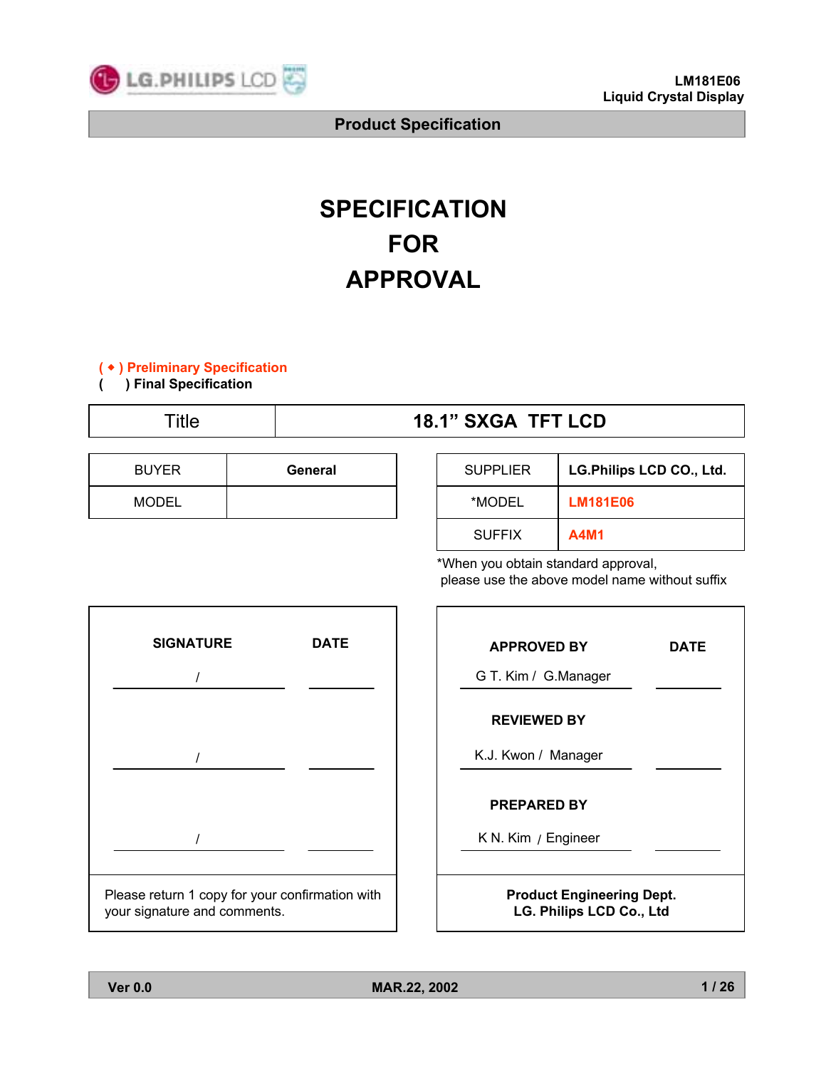# SPECIFICATION FOR APPROVAL

( ◆ ) Preliminary Specification

(   ) Final Specification

| Title | 18.1" SXGA TFT LCD |
|---|---|

| BUYER | General |
|---|---|
| MODEL | |

| SUPPLIER | LG.Philips LCD CO., Ltd. |
|---|---|
| *MODEL | LM181E06 |
| SUFFIX | A4M1 |

*When you obtain standard approval, please use the above model name without suffix

| SIGNATURE | DATE |
|---|---|
| / | |
| / | |
| / | |

Please return 1 copy for your confirmation with your signature and comments.

| | DATE |
|---|---|
| **APPROVED BY** | |
| G T. Kim / G.Manager | |
| **REVIEWED BY** | |
| K.J. Kwon / Manager | |
| **PREPARED BY** | |
| K N. Kim / Engineer | |

**Product Engineering Dept.**
**LG. Philips LCD Co., Ltd**

Ver 0.0 | MAR.22, 2002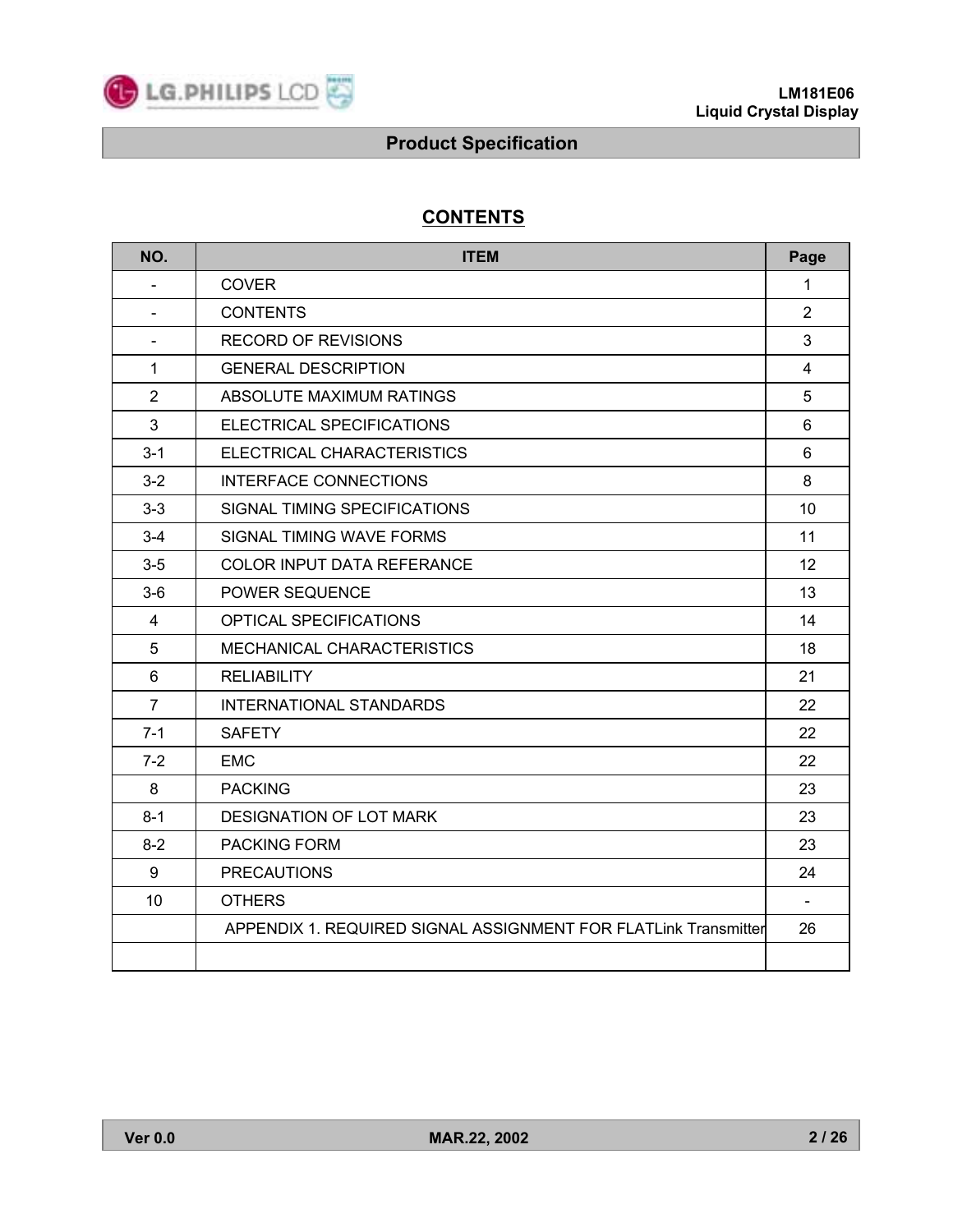# CONTENTS

| NO. | ITEM | Page |
|---|---|---|
| - | COVER | 1 |
| - | CONTENTS | 2 |
| - | RECORD OF REVISIONS | 3 |
| 1 | GENERAL DESCRIPTION | 4 |
| 2 | ABSOLUTE MAXIMUM RATINGS | 5 |
| 3 | ELECTRICAL SPECIFICATIONS | 6 |
| 3-1 | ELECTRICAL CHARACTERISTICS | 6 |
| 3-2 | INTERFACE CONNECTIONS | 8 |
| 3-3 | SIGNAL TIMING SPECIFICATIONS | 10 |
| 3-4 | SIGNAL TIMING WAVE FORMS | 11 |
| 3-5 | COLOR INPUT DATA REFERANCE | 12 |
| 3-6 | POWER SEQUENCE | 13 |
| 4 | OPTICAL SPECIFICATIONS | 14 |
| 5 | MECHANICAL CHARACTERISTICS | 18 |
| 6 | RELIABILITY | 21 |
| 7 | INTERNATIONAL STANDARDS | 22 |
| 7-1 | SAFETY | 22 |
| 7-2 | EMC | 22 |
| 8 | PACKING | 23 |
| 8-1 | DESIGNATION OF LOT MARK | 23 |
| 8-2 | PACKING FORM | 23 |
| 9 | PRECAUTIONS | 24 |
| 10 | OTHERS | - |
| | APPENDIX 1. REQUIRED SIGNAL ASSIGNMENT FOR FLATLink Transmitter | 26 |
| | | |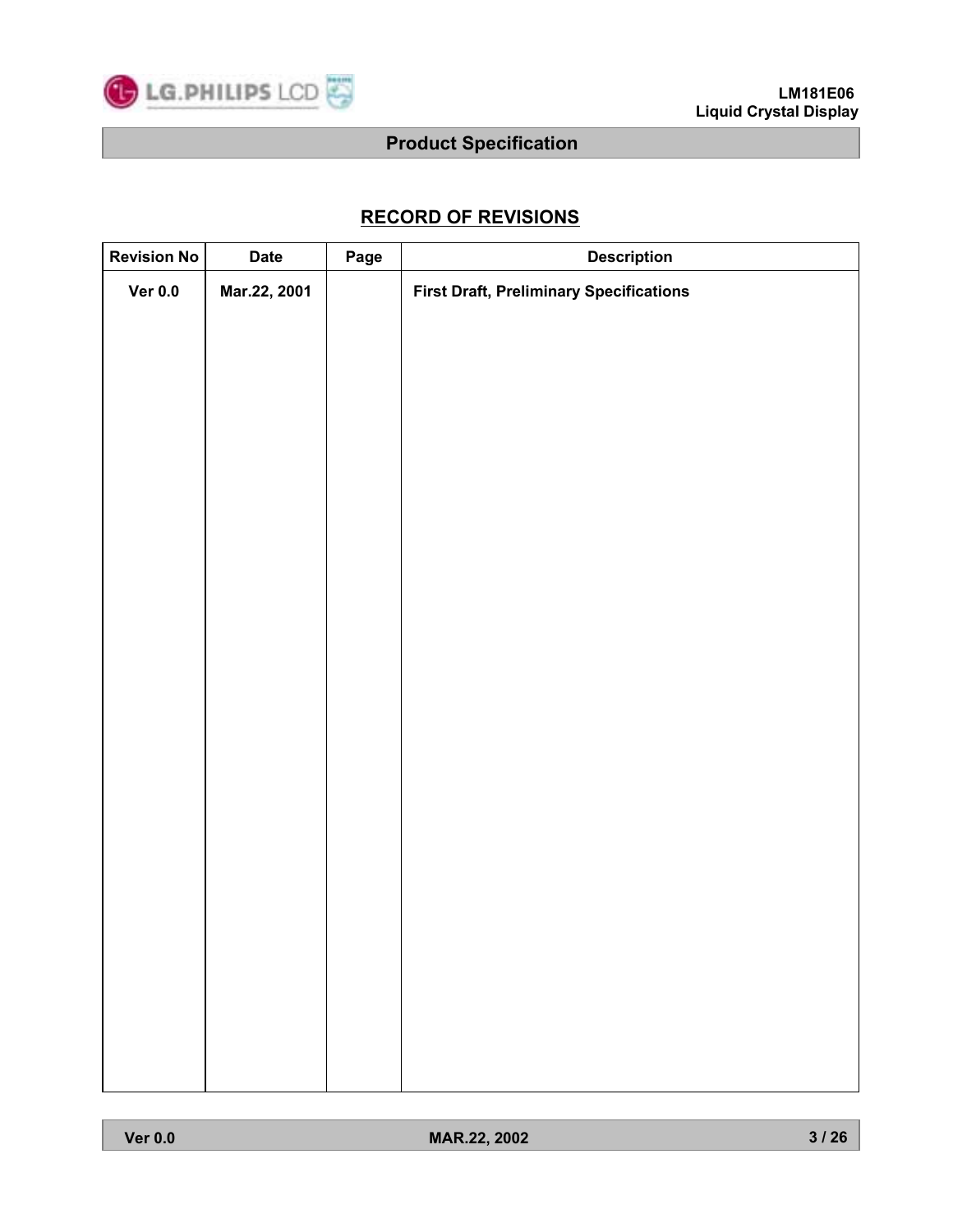## RECORD OF REVISIONS

| Revision No | Date | Page | Description |
|---|---|---|---|
| Ver 0.0 | Mar.22, 2001 | | First Draft, Preliminary Specifications |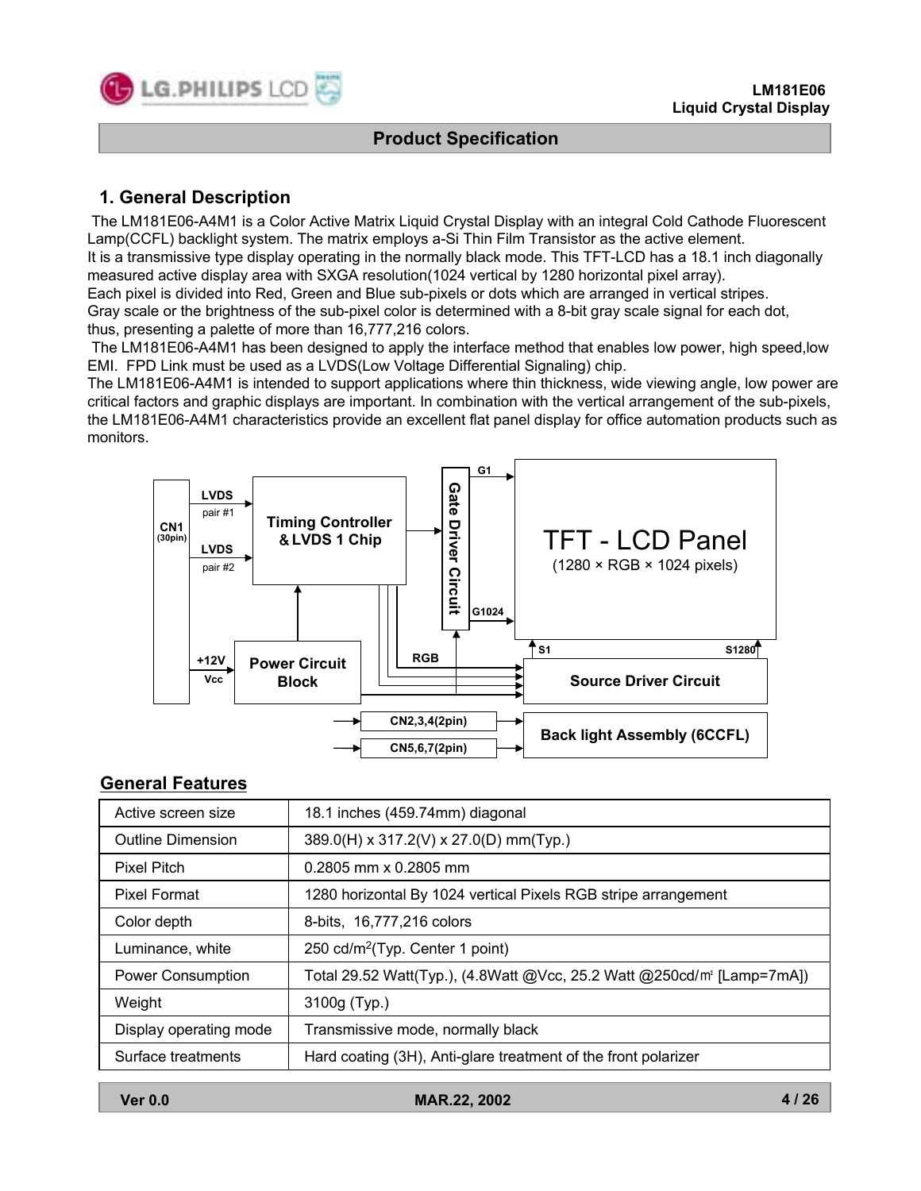## 1. General Description

The LM181E06-A4M1 is a Color Active Matrix Liquid Crystal Display with an integral Cold Cathode Fluorescent Lamp(CCFL) backlight system. The matrix employs a-Si Thin Film Transistor as the active element.
It is a transmissive type display operating in the normally black mode. This TFT-LCD has a 18.1 inch diagonally measured active display area with SXGA resolution(1024 vertical by 1280 horizontal pixel array).
Each pixel is divided into Red, Green and Blue sub-pixels or dots which are arranged in vertical stripes.
Gray scale or the brightness of the sub-pixel color is determined with a 8-bit gray scale signal for each dot, thus, presenting a palette of more than 16,777,216 colors.
The LM181E06-A4M1 has been designed to apply the interface method that enables low power, high speed,low EMI. FPD Link must be used as a LVDS(Low Voltage Differential Signaling) chip.
The LM181E06-A4M1 is intended to support applications where thin thickness, wide viewing angle, low power are critical factors and graphic displays are important. In combination with the vertical arrangement of the sub-pixels, the LM181E06-A4M1 characteristics provide an excellent flat panel display for office automation products such as monitors.

CN1 (30pin) · LVDS pair #1 · LVDS pair #2 · Timing Controller & LVDS 1 Chip · +12V Vcc · Power Circuit Block · Gate Driver Circuit · G1 · G1024 · TFT - LCD Panel (1280 × RGB × 1024 pixels) · S1 · S1280 · RGB · Source Driver Circuit · CN2,3,4(2pin) · CN5,6,7(2pin) · Back light Assembly (6CCFL)

## General Features

| | |
|---|---|
| Active screen size | 18.1 inches (459.74mm) diagonal |
| Outline Dimension | 389.0(H) x 317.2(V) x 27.0(D) mm(Typ.) |
| Pixel Pitch | 0.2805 mm x 0.2805 mm |
| Pixel Format | 1280 horizontal By 1024 vertical Pixels RGB stripe arrangement |
| Color depth | 8-bits, 16,777,216 colors |
| Luminance, white | 250 cd/m$^2$(Typ. Center 1 point) |
| Power Consumption | Total 29.52 Watt(Typ.), (4.8Watt @Vcc, 25.2 Watt @250cd/㎡ [Lamp=7mA]) |
| Weight | 3100g (Typ.) |
| Display operating mode | Transmissive mode, normally black |
| Surface treatments | Hard coating (3H), Anti-glare treatment of the front polarizer |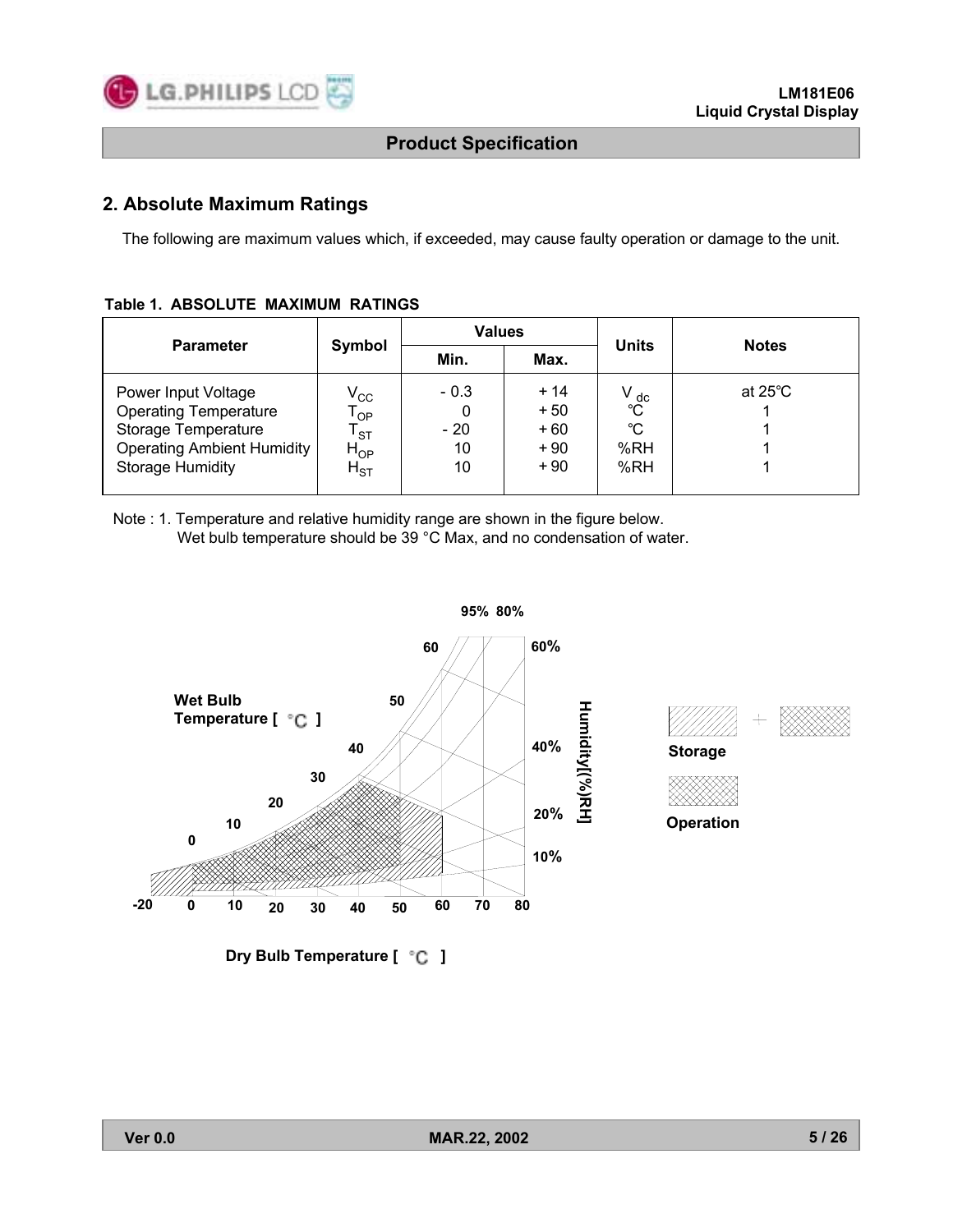## 2. Absolute Maximum Ratings

The following are maximum values which, if exceeded, may cause faulty operation or damage to the unit.

**Table 1. ABSOLUTE MAXIMUM RATINGS**

| Parameter | Symbol | Values | | Units | Notes |
|---|---|---|---|---|---|
| | | Min. | Max. | | |
| Power Input Voltage | $V_{CC}$ | - 0.3 | + 14 | $V_{dc}$ | at 25℃ |
| Operating Temperature | $T_{OP}$ | 0 | + 50 | ℃ | 1 |
| Storage Temperature | $T_{ST}$ | - 20 | + 60 | ℃ | 1 |
| Operating Ambient Humidity | $H_{OP}$ | 10 | + 90 | %RH | 1 |
| Storage Humidity | $H_{ST}$ | 10 | + 90 | %RH | 1 |

Note : 1. Temperature and relative humidity range are shown in the figure below.
Wet bulb temperature should be 39 °C Max, and no condensation of water.

Wet Bulb Temperature [ °C ]

Dry Bulb Temperature [ °C ]

Humidity[(%)RH]

Storage

Operation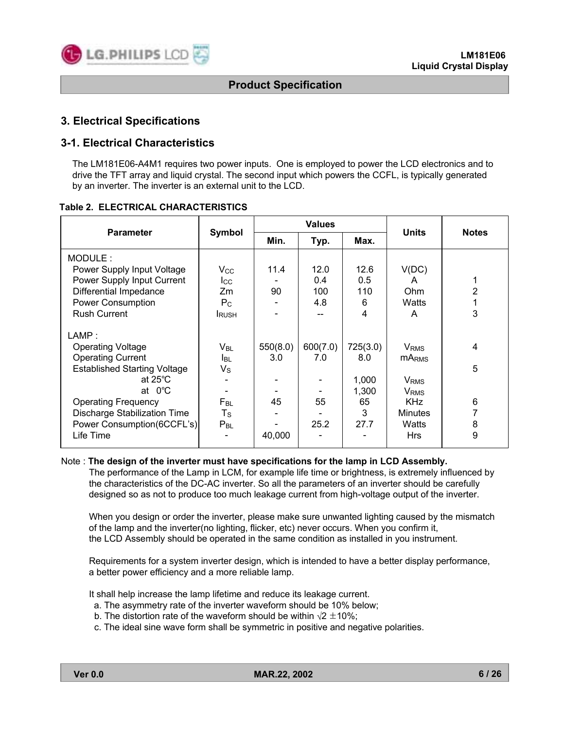## 3. Electrical Specifications

### 3-1. Electrical Characteristics

The LM181E06-A4M1 requires two power inputs. One is employed to power the LCD electronics and to drive the TFT array and liquid crystal. The second input which powers the CCFL, is typically generated by an inverter. The inverter is an external unit to the LCD.

**Table 2. ELECTRICAL CHARACTERISTICS**

| Parameter | Symbol | Values | | | Units | Notes |
|---|---|---|---|---|---|---|
| | | Min. | Typ. | Max. | | |
| MODULE : | | | | | | |
| Power Supply Input Voltage | $V_{CC}$ | 11.4 | 12.0 | 12.6 | V(DC) | |
| Power Supply Input Current | $I_{CC}$ | - | 0.4 | 0.5 | A | 1 |
| Differential Impedance | Zm | 90 | 100 | 110 | Ohm | 2 |
| Power Consumption | $P_C$ | - | 4.8 | 6 | Watts | 1 |
| Rush Current | $I_{RUSH}$ | - | -- | 4 | A | 3 |
| LAMP : | | | | | | |
| Operating Voltage | $V_{BL}$ | 550(8.0) | 600(7.0) | 725(3.0) | $V_{RMS}$ | 4 |
| Operating Current | $I_{BL}$ | 3.0 | 7.0 | 8.0 | $mA_{RMS}$ | |
| Established Starting Voltage | $V_S$ | | | | | 5 |
| at 25℃ | - | - | - | 1,000 | $V_{RMS}$ | |
| at 0℃ | - | - | - | 1,300 | $V_{RMS}$ | |
| Operating Frequency | $F_{BL}$ | 45 | 55 | 65 | KHz | 6 |
| Discharge Stabilization Time | $T_S$ | - | - | 3 | Minutes | 7 |
| Power Consumption(6CCFL's) | $P_{BL}$ | - | 25.2 | 27.7 | Watts | 8 |
| Life Time | - | 40,000 | - | - | Hrs | 9 |

Note : **The design of the inverter must have specifications for the lamp in LCD Assembly.**

The performance of the Lamp in LCM, for example life time or brightness, is extremely influenced by the characteristics of the DC-AC inverter. So all the parameters of an inverter should be carefully designed so as not to produce too much leakage current from high-voltage output of the inverter.

When you design or order the inverter, please make sure unwanted lighting caused by the mismatch of the lamp and the inverter(no lighting, flicker, etc) never occurs. When you confirm it, the LCD Assembly should be operated in the same condition as installed in you instrument.

Requirements for a system inverter design, which is intended to have a better display performance, a better power efficiency and a more reliable lamp.

It shall help increase the lamp lifetime and reduce its leakage current.

a. The asymmetry rate of the inverter waveform should be 10% below;
b. The distortion rate of the waveform should be within $\sqrt{2} \pm 10\%$;
c. The ideal sine wave form shall be symmetric in positive and negative polarities.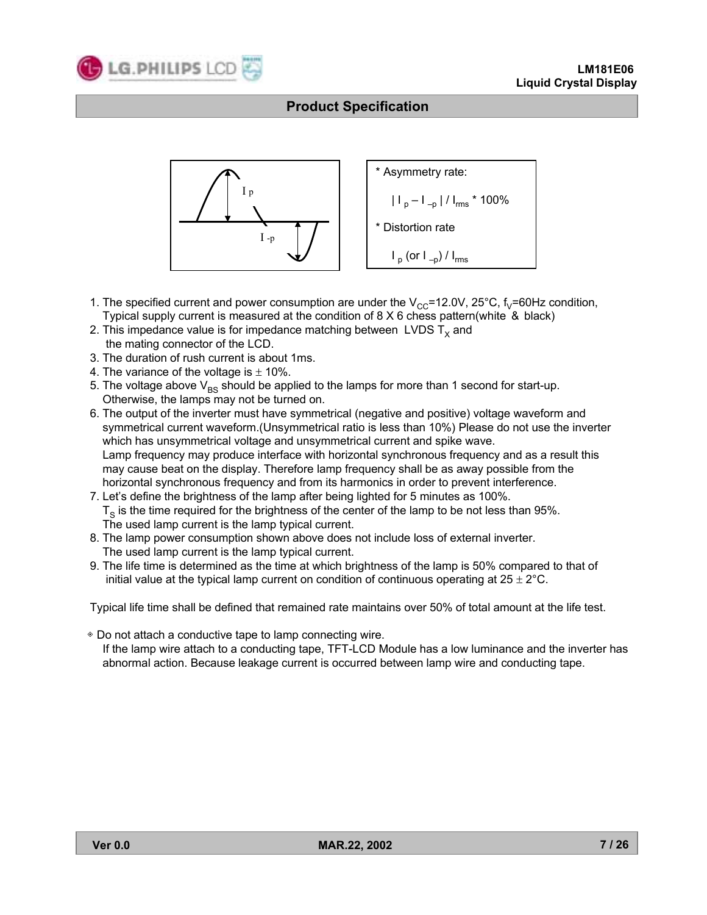* Asymmetry rate:

$| I_p – I_{–p} | / I_{rms} * 100\%$

* Distortion rate

$I_p$ (or $I_{–p}$) / $I_{rms}$

1. The specified current and power consumption are under the $V_{CC}$=12.0V, 25°C, $f_V$=60Hz condition, Typical supply current is measured at the condition of 8 X 6 chess pattern(white & black)
2. This impedance value is for impedance matching between LVDS $T_X$ and the mating connector of the LCD.
3. The duration of rush current is about 1ms.
4. The variance of the voltage is ± 10%.
5. The voltage above $V_{BS}$ should be applied to the lamps for more than 1 second for start-up. Otherwise, the lamps may not be turned on.
6. The output of the inverter must have symmetrical (negative and positive) voltage waveform and symmetrical current waveform.(Unsymmetrical ratio is less than 10%) Please do not use the inverter which has unsymmetrical voltage and unsymmetrical current and spike wave.
   Lamp frequency may produce interface with horizontal synchronous frequency and as a result this may cause beat on the display. Therefore lamp frequency shall be as away possible from the horizontal synchronous frequency and from its harmonics in order to prevent interference.
7. Let's define the brightness of the lamp after being lighted for 5 minutes as 100%.
   $T_S$ is the time required for the brightness of the center of the lamp to be not less than 95%.
   The used lamp current is the lamp typical current.
8. The lamp power consumption shown above does not include loss of external inverter.
   The used lamp current is the lamp typical current.
9. The life time is determined as the time at which brightness of the lamp is 50% compared to that of initial value at the typical lamp current on condition of continuous operating at 25 ± 2°C.

Typical life time shall be defined that remained rate maintains over 50% of total amount at the life test.

◈ Do not attach a conductive tape to lamp connecting wire.
If the lamp wire attach to a conducting tape, TFT-LCD Module has a low luminance and the inverter has abnormal action. Because leakage current is occurred between lamp wire and conducting tape.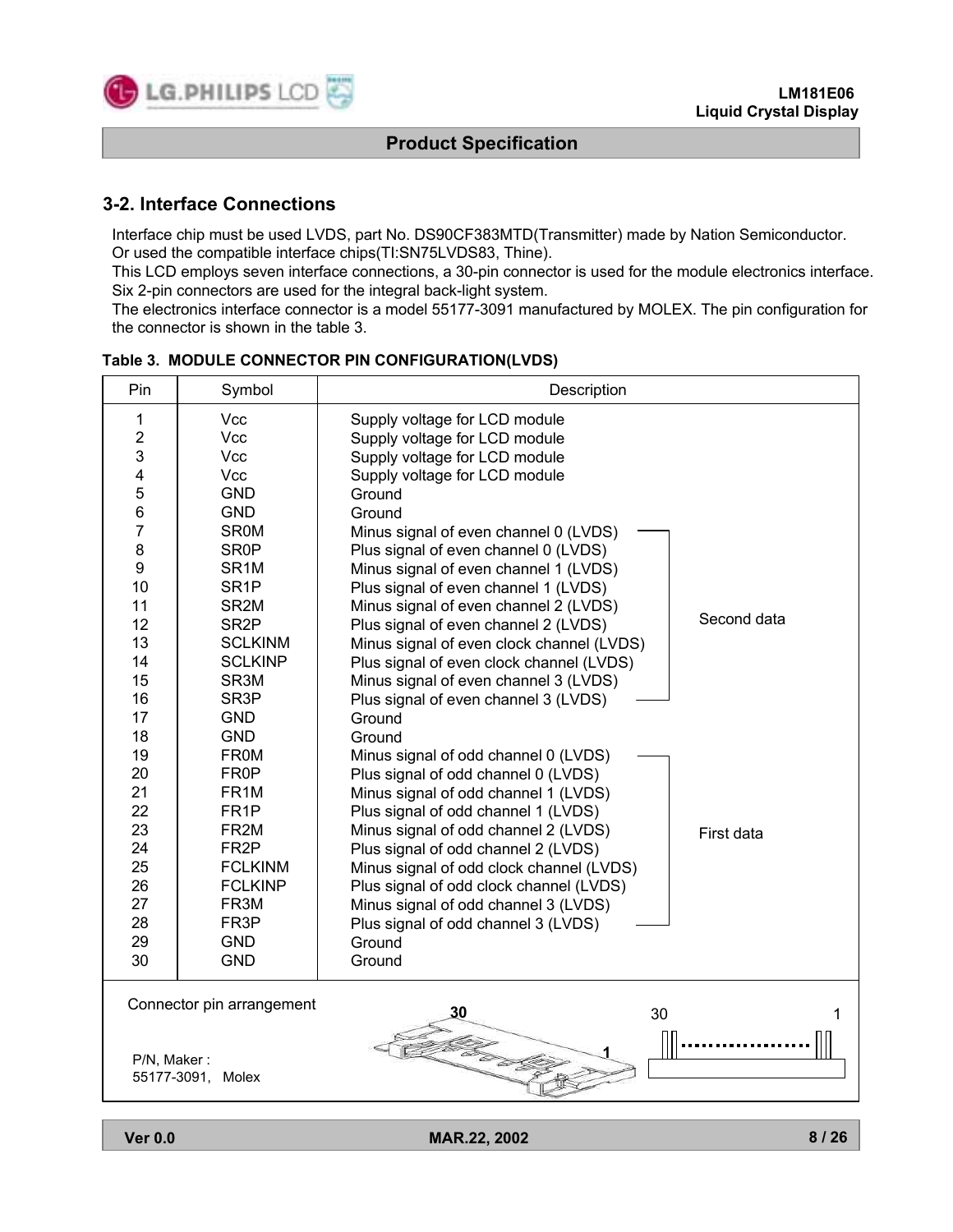## 3-2. Interface Connections

Interface chip must be used LVDS, part No. DS90CF383MTD(Transmitter) made by Nation Semiconductor. Or used the compatible interface chips(TI:SN75LVDS83, Thine).
This LCD employs seven interface connections, a 30-pin connector is used for the module electronics interface. Six 2-pin connectors are used for the integral back-light system.
The electronics interface connector is a model 55177-3091 manufactured by MOLEX. The pin configuration for the connector is shown in the table 3.

**Table 3. MODULE CONNECTOR PIN CONFIGURATION(LVDS)**

| Pin | Symbol | Description | |
|---|---|---|---|
| 1 | Vcc | Supply voltage for LCD module | |
| 2 | Vcc | Supply voltage for LCD module | |
| 3 | Vcc | Supply voltage for LCD module | |
| 4 | Vcc | Supply voltage for LCD module | |
| 5 | GND | Ground | |
| 6 | GND | Ground | |
| 7 | SR0M | Minus signal of even channel 0 (LVDS) | Second data |
| 8 | SR0P | Plus signal of even channel 0 (LVDS) | Second data |
| 9 | SR1M | Minus signal of even channel 1 (LVDS) | Second data |
| 10 | SR1P | Plus signal of even channel 1 (LVDS) | Second data |
| 11 | SR2M | Minus signal of even channel 2 (LVDS) | Second data |
| 12 | SR2P | Plus signal of even channel 2 (LVDS) | Second data |
| 13 | SCLKINM | Minus signal of even clock channel (LVDS) | Second data |
| 14 | SCLKINP | Plus signal of even clock channel (LVDS) | Second data |
| 15 | SR3M | Minus signal of even channel 3 (LVDS) | Second data |
| 16 | SR3P | Plus signal of even channel 3 (LVDS) | Second data |
| 17 | GND | Ground | |
| 18 | GND | Ground | |
| 19 | FR0M | Minus signal of odd channel 0 (LVDS) | First data |
| 20 | FR0P | Plus signal of odd channel 0 (LVDS) | First data |
| 21 | FR1M | Minus signal of odd channel 1 (LVDS) | First data |
| 22 | FR1P | Plus signal of odd channel 1 (LVDS) | First data |
| 23 | FR2M | Minus signal of odd channel 2 (LVDS) | First data |
| 24 | FR2P | Plus signal of odd channel 2 (LVDS) | First data |
| 25 | FCLKINM | Minus signal of odd clock channel (LVDS) | First data |
| 26 | FCLKINP | Plus signal of odd clock channel (LVDS) | First data |
| 27 | FR3M | Minus signal of odd channel 3 (LVDS) | First data |
| 28 | FR3P | Plus signal of odd channel 3 (LVDS) | First data |
| 29 | GND | Ground | |
| 30 | GND | Ground | |

Connector pin arrangement

P/N, Maker :
55177-3091, Molex

30 1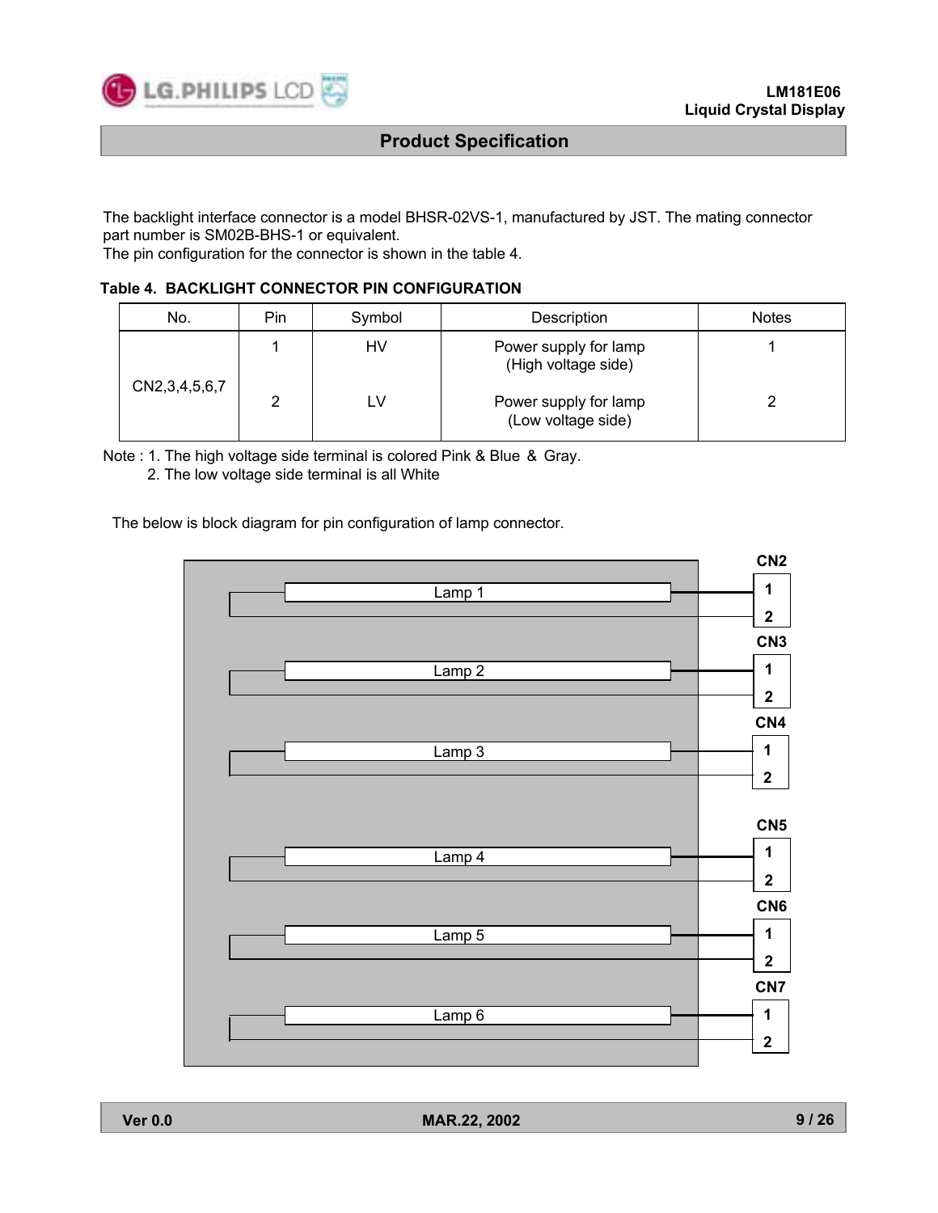The backlight interface connector is a model BHSR-02VS-1, manufactured by JST. The mating connector part number is SM02B-BHS-1 or equivalent.
The pin configuration for the connector is shown in the table 4.

**Table 4. BACKLIGHT CONNECTOR PIN CONFIGURATION**

| No. | Pin | Symbol | Description | Notes |
|---|---|---|---|---|
| CN2,3,4,5,6,7 | 1 | HV | Power supply for lamp (High voltage side) | 1 |
| | 2 | LV | Power supply for lamp (Low voltage side) | 2 |

Note : 1. The high voltage side terminal is colored Pink & Blue & Gray.
2. The low voltage side terminal is all White

The below is block diagram for pin configuration of lamp connector.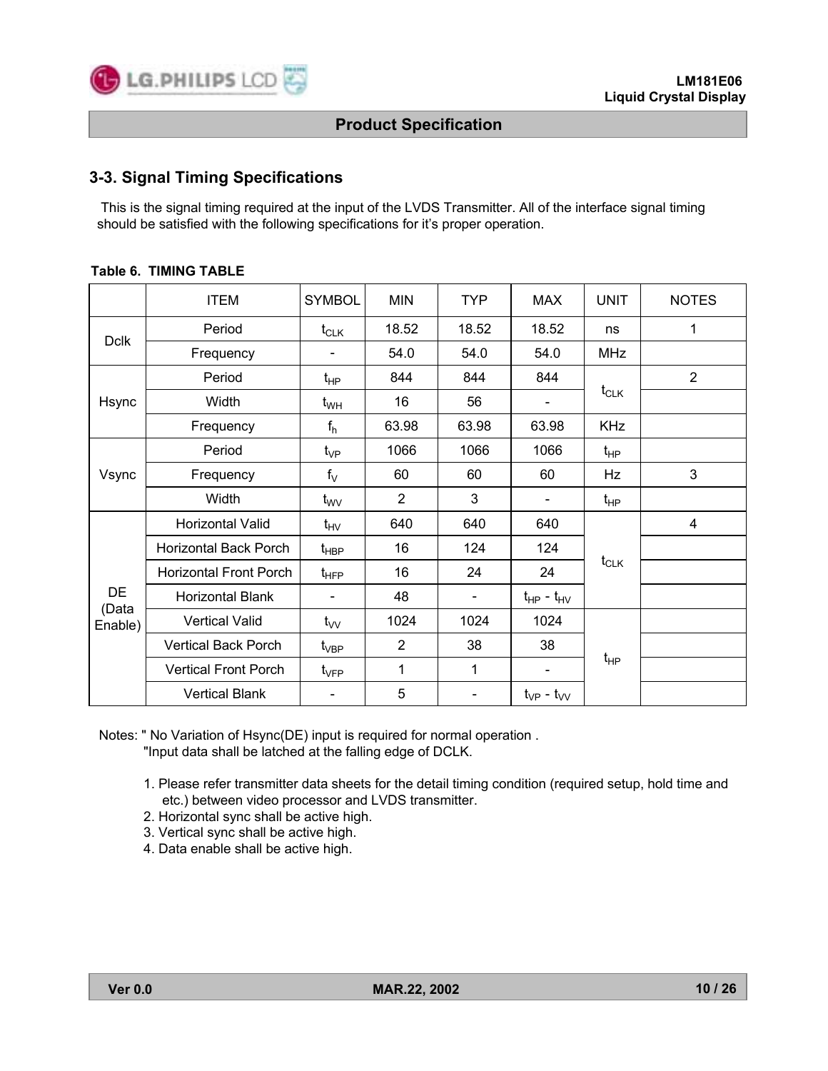## 3-3. Signal Timing Specifications

This is the signal timing required at the input of the LVDS Transmitter. All of the interface signal timing should be satisfied with the following specifications for it's proper operation.

**Table 6. TIMING TABLE**

| | ITEM | SYMBOL | MIN | TYP | MAX | UNIT | NOTES |
|---|---|---|---|---|---|---|---|
| Dclk | Period | $t_{CLK}$ | 18.52 | 18.52 | 18.52 | ns | 1 |
| | Frequency | - | 54.0 | 54.0 | 54.0 | MHz | |
| Hsync | Period | $t_{HP}$ | 844 | 844 | 844 | $t_{CLK}$ | 2 |
| | Width | $t_{WH}$ | 16 | 56 | - | | |
| | Frequency | $f_h$ | 63.98 | 63.98 | 63.98 | KHz | |
| Vsync | Period | $t_{VP}$ | 1066 | 1066 | 1066 | $t_{HP}$ | |
| | Frequency | $f_V$ | 60 | 60 | 60 | Hz | 3 |
| | Width | $t_{WV}$ | 2 | 3 | - | $t_{HP}$ | |
| DE (Data Enable) | Horizontal Valid | $t_{HV}$ | 640 | 640 | 640 | $t_{CLK}$ | 4 |
| | Horizontal Back Porch | $t_{HBP}$ | 16 | 124 | 124 | | |
| | Horizontal Front Porch | $t_{HFP}$ | 16 | 24 | 24 | | |
| | Horizontal Blank | - | 48 | - | $t_{HP}$ - $t_{HV}$ | | |
| | Vertical Valid | $t_{VV}$ | 1024 | 1024 | 1024 | $t_{HP}$ | |
| | Vertical Back Porch | $t_{VBP}$ | 2 | 38 | 38 | | |
| | Vertical Front Porch | $t_{VFP}$ | 1 | 1 | - | | |
| | Vertical Blank | - | 5 | - | $t_{VP}$ - $t_{VV}$ | | |

Notes: " No Variation of Hsync(DE) input is required for normal operation .
"Input data shall be latched at the falling edge of DCLK.

1. Please refer transmitter data sheets for the detail timing condition (required setup, hold time and etc.) between video processor and LVDS transmitter.
2. Horizontal sync shall be active high.
3. Vertical sync shall be active high.
4. Data enable shall be active high.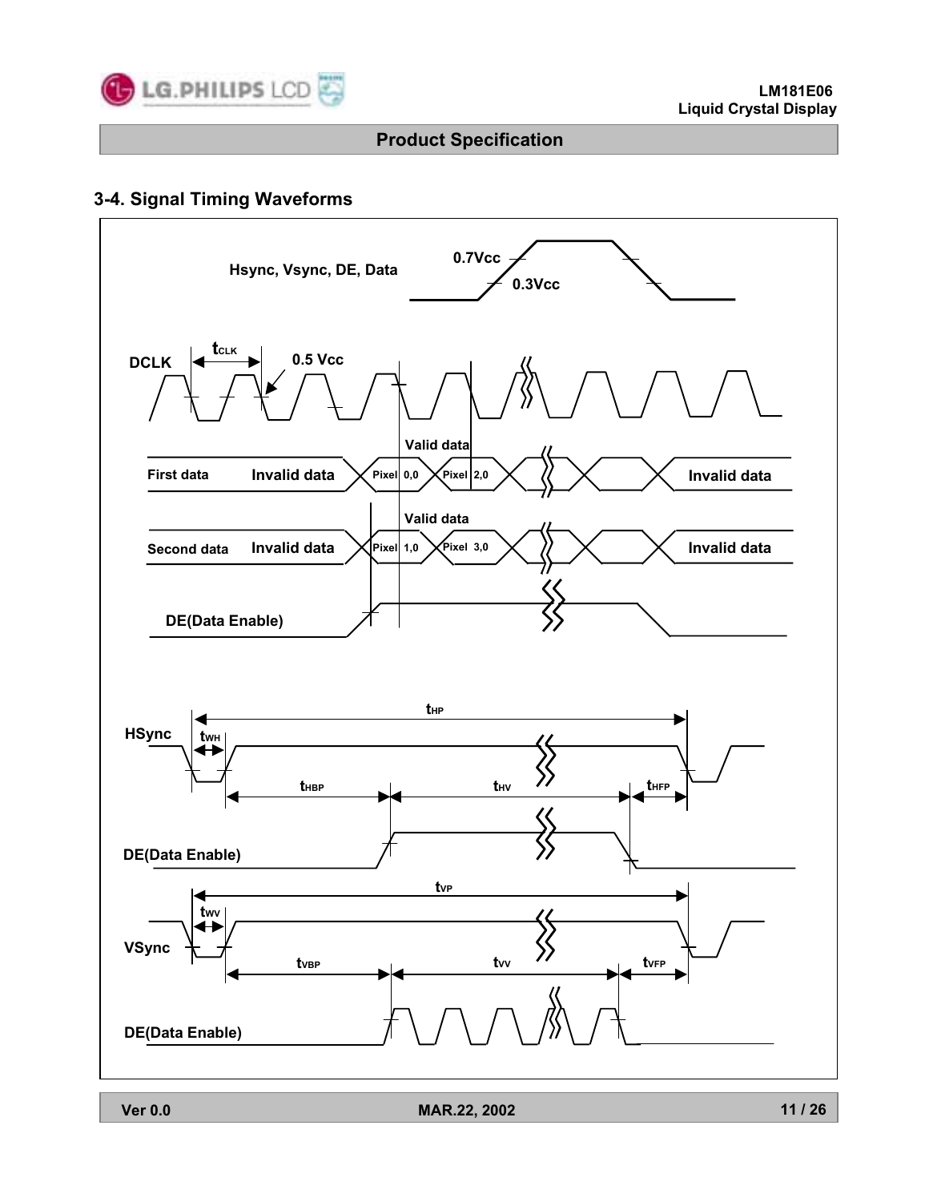## 3-4. Signal Timing Waveforms

Hsync, Vsync, DE, Data

0.7Vcc

0.3Vcc

DCLK

$t_{CLK}$

0.5 Vcc

First data — Invalid data — Valid data: Pixel 0,0 — Pixel 2,0 — Invalid data

Second data — Invalid data — Valid data: Pixel 1,0 — Pixel 3,0 — Invalid data

DE(Data Enable)

HSync

$t_{HP}$

$t_{WH}$

$t_{HBP}$

$t_{HV}$

$t_{HFP}$

DE(Data Enable)

VSync

$t_{VP}$

$t_{WV}$

$t_{VBP}$

$t_{VV}$

$t_{VFP}$

DE(Data Enable)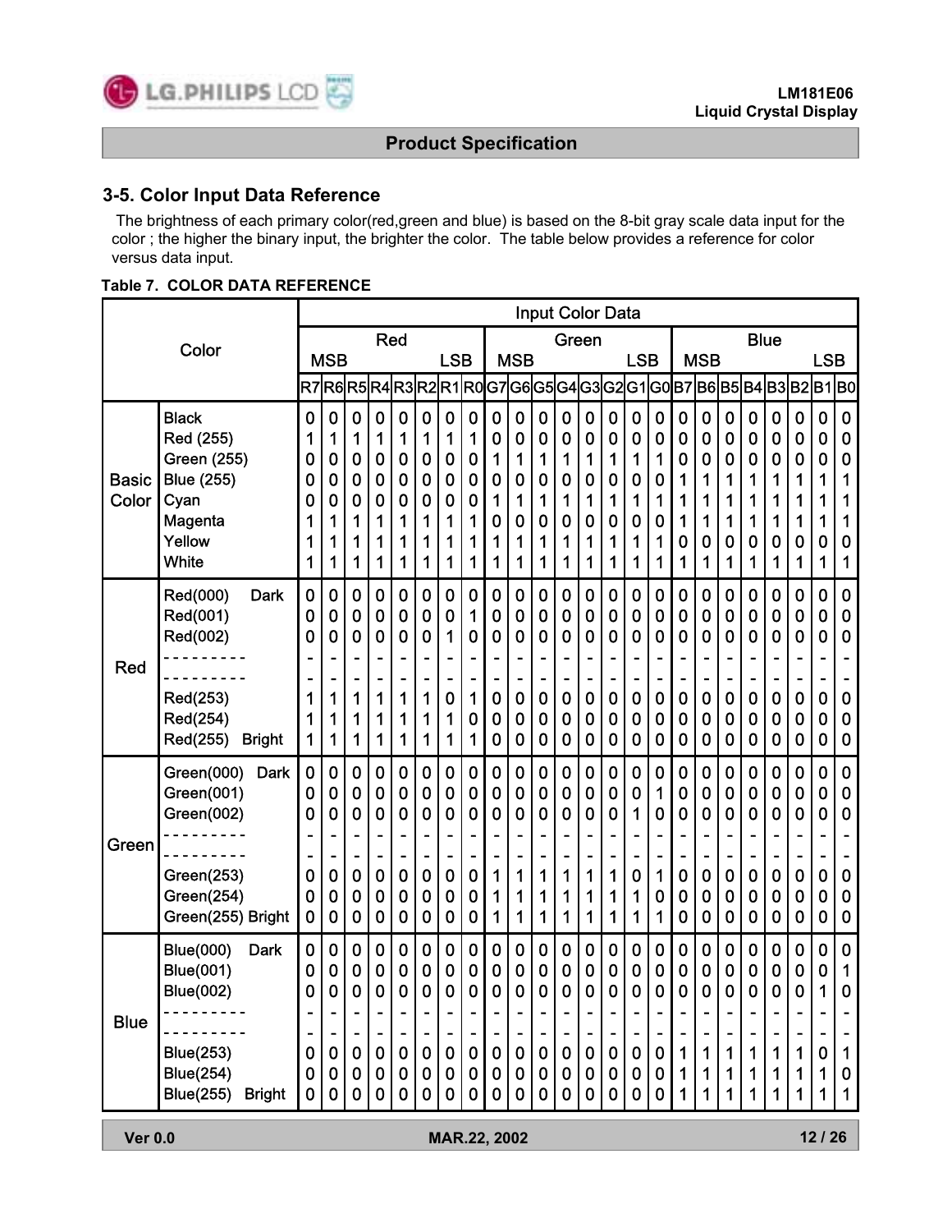## 3-5. Color Input Data Reference

The brightness of each primary color(red,green and blue) is based on the 8-bit gray scale data input for the color ; the higher the binary input, the brighter the color. The table below provides a reference for color versus data input.

**Table 7. COLOR DATA REFERENCE**

| Color | | Input Color Data | | | | | | | | | | | | | | | | | | | | | | | |
|---|---|---|---|---|---|---|---|---|---|---|---|---|---|---|---|---|---|---|---|---|---|---|---|---|---|
| | | Red | | | | | | | | Green | | | | | | | | Blue | | | | | | | |
| | | MSB | | | | | | | LSB | MSB | | | | | | | LSB | MSB | | | | | | | LSB |
| | | R7 | R6 | R5 | R4 | R3 | R2 | R1 | R0 | G7 | G6 | G5 | G4 | G3 | G2 | G1 | G0 | B7 | B6 | B5 | B4 | B3 | B2 | B1 | B0 |
| Basic Color | Black | 0 | 0 | 0 | 0 | 0 | 0 | 0 | 0 | 0 | 0 | 0 | 0 | 0 | 0 | 0 | 0 | 0 | 0 | 0 | 0 | 0 | 0 | 0 | 0 |
| | Red (255) | 1 | 1 | 1 | 1 | 1 | 1 | 1 | 1 | 0 | 0 | 0 | 0 | 0 | 0 | 0 | 0 | 0 | 0 | 0 | 0 | 0 | 0 | 0 | 0 |
| | Green (255) | 0 | 0 | 0 | 0 | 0 | 0 | 0 | 0 | 1 | 1 | 1 | 1 | 1 | 1 | 1 | 1 | 0 | 0 | 0 | 0 | 0 | 0 | 0 | 0 |
| | Blue (255) | 0 | 0 | 0 | 0 | 0 | 0 | 0 | 0 | 0 | 0 | 0 | 0 | 0 | 0 | 0 | 0 | 1 | 1 | 1 | 1 | 1 | 1 | 1 | 1 |
| | Cyan | 0 | 0 | 0 | 0 | 0 | 0 | 0 | 0 | 1 | 1 | 1 | 1 | 1 | 1 | 1 | 1 | 1 | 1 | 1 | 1 | 1 | 1 | 1 | 1 |
| | Magenta | 1 | 1 | 1 | 1 | 1 | 1 | 1 | 1 | 0 | 0 | 0 | 0 | 0 | 0 | 0 | 0 | 1 | 1 | 1 | 1 | 1 | 1 | 1 | 1 |
| | Yellow | 1 | 1 | 1 | 1 | 1 | 1 | 1 | 1 | 1 | 1 | 1 | 1 | 1 | 1 | 1 | 1 | 0 | 0 | 0 | 0 | 0 | 0 | 0 | 0 |
| | White | 1 | 1 | 1 | 1 | 1 | 1 | 1 | 1 | 1 | 1 | 1 | 1 | 1 | 1 | 1 | 1 | 1 | 1 | 1 | 1 | 1 | 1 | 1 | 1 |
| Red | Red(000) Dark | 0 | 0 | 0 | 0 | 0 | 0 | 0 | 0 | 0 | 0 | 0 | 0 | 0 | 0 | 0 | 0 | 0 | 0 | 0 | 0 | 0 | 0 | 0 | 0 |
| | Red(001) | 0 | 0 | 0 | 0 | 0 | 0 | 0 | 1 | 0 | 0 | 0 | 0 | 0 | 0 | 0 | 0 | 0 | 0 | 0 | 0 | 0 | 0 | 0 | 0 |
| | Red(002) | 0 | 0 | 0 | 0 | 0 | 0 | 1 | 0 | 0 | 0 | 0 | 0 | 0 | 0 | 0 | 0 | 0 | 0 | 0 | 0 | 0 | 0 | 0 | 0 |
| | --------- | - | - | - | - | - | - | - | - | - | - | - | - | - | - | - | - | - | - | - | - | - | - | - | - |
| | --------- | - | - | - | - | - | - | - | - | - | - | - | - | - | - | - | - | - | - | - | - | - | - | - | - |
| | Red(253) | 1 | 1 | 1 | 1 | 1 | 1 | 0 | 1 | 0 | 0 | 0 | 0 | 0 | 0 | 0 | 0 | 0 | 0 | 0 | 0 | 0 | 0 | 0 | 0 |
| | Red(254) | 1 | 1 | 1 | 1 | 1 | 1 | 1 | 0 | 0 | 0 | 0 | 0 | 0 | 0 | 0 | 0 | 0 | 0 | 0 | 0 | 0 | 0 | 0 | 0 |
| | Red(255) Bright | 1 | 1 | 1 | 1 | 1 | 1 | 1 | 1 | 0 | 0 | 0 | 0 | 0 | 0 | 0 | 0 | 0 | 0 | 0 | 0 | 0 | 0 | 0 | 0 |
| Green | Green(000) Dark | 0 | 0 | 0 | 0 | 0 | 0 | 0 | 0 | 0 | 0 | 0 | 0 | 0 | 0 | 0 | 0 | 0 | 0 | 0 | 0 | 0 | 0 | 0 | 0 |
| | Green(001) | 0 | 0 | 0 | 0 | 0 | 0 | 0 | 0 | 0 | 0 | 0 | 0 | 0 | 0 | 0 | 1 | 0 | 0 | 0 | 0 | 0 | 0 | 0 | 0 |
| | Green(002) | 0 | 0 | 0 | 0 | 0 | 0 | 0 | 0 | 0 | 0 | 0 | 0 | 0 | 0 | 1 | 0 | 0 | 0 | 0 | 0 | 0 | 0 | 0 | 0 |
| | --------- | - | - | - | - | - | - | - | - | - | - | - | - | - | - | - | - | - | - | - | - | - | - | - | - |
| | --------- | - | - | - | - | - | - | - | - | - | - | - | - | - | - | - | - | - | - | - | - | - | - | - | - |
| | Green(253) | 0 | 0 | 0 | 0 | 0 | 0 | 0 | 0 | 1 | 1 | 1 | 1 | 1 | 1 | 0 | 1 | 0 | 0 | 0 | 0 | 0 | 0 | 0 | 0 |
| | Green(254) | 0 | 0 | 0 | 0 | 0 | 0 | 0 | 0 | 1 | 1 | 1 | 1 | 1 | 1 | 1 | 0 | 0 | 0 | 0 | 0 | 0 | 0 | 0 | 0 |
| | Green(255) Bright | 0 | 0 | 0 | 0 | 0 | 0 | 0 | 0 | 1 | 1 | 1 | 1 | 1 | 1 | 1 | 1 | 0 | 0 | 0 | 0 | 0 | 0 | 0 | 0 |
| Blue | Blue(000) Dark | 0 | 0 | 0 | 0 | 0 | 0 | 0 | 0 | 0 | 0 | 0 | 0 | 0 | 0 | 0 | 0 | 0 | 0 | 0 | 0 | 0 | 0 | 0 | 0 |
| | Blue(001) | 0 | 0 | 0 | 0 | 0 | 0 | 0 | 0 | 0 | 0 | 0 | 0 | 0 | 0 | 0 | 0 | 0 | 0 | 0 | 0 | 0 | 0 | 0 | 1 |
| | Blue(002) | 0 | 0 | 0 | 0 | 0 | 0 | 0 | 0 | 0 | 0 | 0 | 0 | 0 | 0 | 0 | 0 | 0 | 0 | 0 | 0 | 0 | 0 | 1 | 0 |
| | --------- | - | - | - | - | - | - | - | - | - | - | - | - | - | - | - | - | - | - | - | - | - | - | - | - |
| | --------- | - | - | - | - | - | - | - | - | - | - | - | - | - | - | - | - | - | - | - | - | - | - | - | - |
| | Blue(253) | 0 | 0 | 0 | 0 | 0 | 0 | 0 | 0 | 0 | 0 | 0 | 0 | 0 | 0 | 0 | 0 | 1 | 1 | 1 | 1 | 1 | 1 | 0 | 1 |
| | Blue(254) | 0 | 0 | 0 | 0 | 0 | 0 | 0 | 0 | 0 | 0 | 0 | 0 | 0 | 0 | 0 | 0 | 1 | 1 | 1 | 1 | 1 | 1 | 1 | 0 |
| | Blue(255) Bright | 0 | 0 | 0 | 0 | 0 | 0 | 0 | 0 | 0 | 0 | 0 | 0 | 0 | 0 | 0 | 0 | 1 | 1 | 1 | 1 | 1 | 1 | 1 | 1 |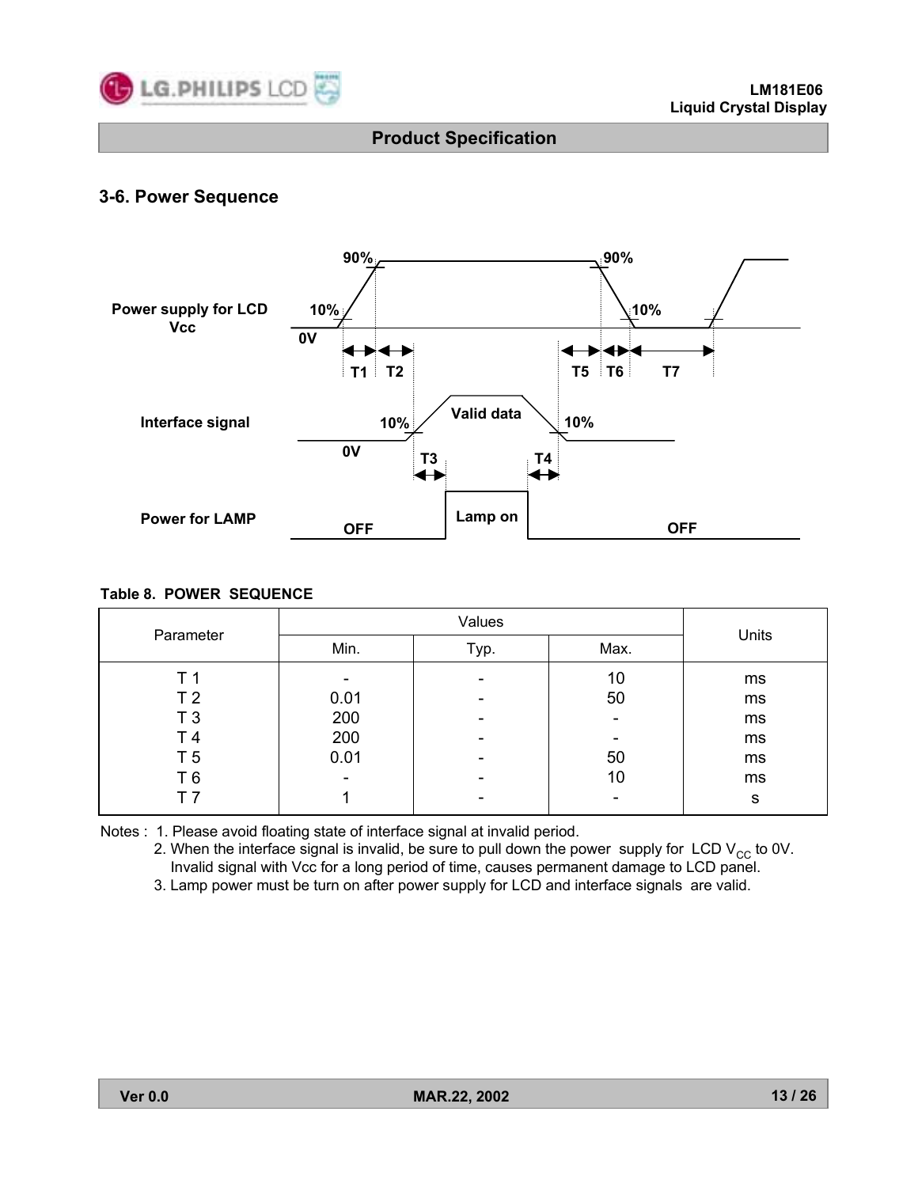## 3-6. Power Sequence

Table 8. POWER SEQUENCE

| Parameter | Values | | | Units |
|---|---|---|---|---|
| | Min. | Typ. | Max. | |
| T 1 | - | - | 10 | ms |
| T 2 | 0.01 | - | 50 | ms |
| T 3 | 200 | - | - | ms |
| T 4 | 200 | - | - | ms |
| T 5 | 0.01 | - | 50 | ms |
| T 6 | - | - | 10 | ms |
| T 7 | 1 | - | - | s |

Notes : 1. Please avoid floating state of interface signal at invalid period.

2. When the interface signal is invalid, be sure to pull down the power supply for LCD $V_{CC}$ to 0V. Invalid signal with Vcc for a long period of time, causes permanent damage to LCD panel.

3. Lamp power must be turn on after power supply for LCD and interface signals are valid.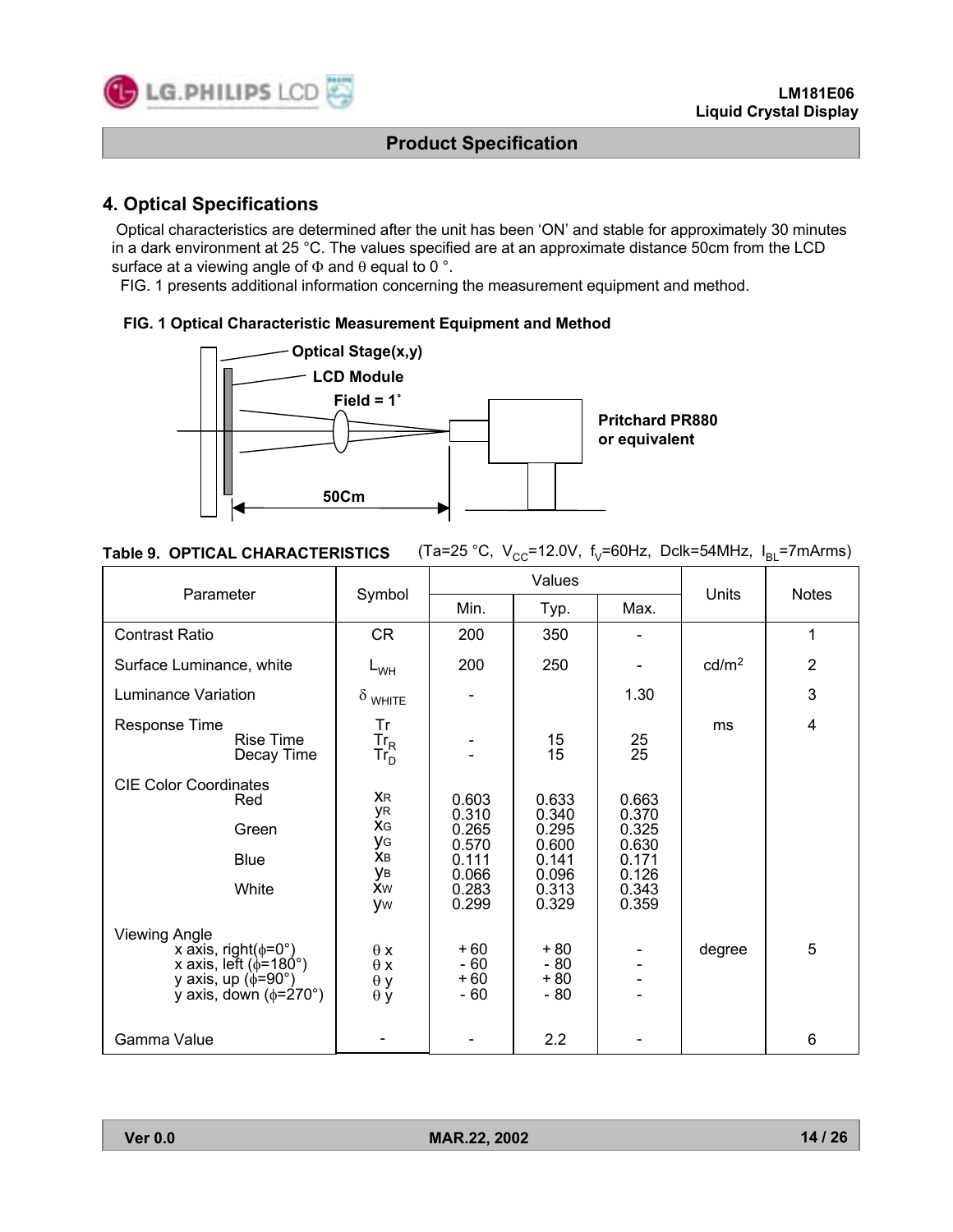## 4. Optical Specifications

Optical characteristics are determined after the unit has been 'ON' and stable for approximately 30 minutes in a dark environment at 25 °C. The values specified are at an approximate distance 50cm from the LCD surface at a viewing angle of $\Phi$ and $\theta$ equal to 0 °.

FIG. 1 presents additional information concerning the measurement equipment and method.

**FIG. 1 Optical Characteristic Measurement Equipment and Method**

Optical Stage(x,y)
LCD Module
Field = 1°
Pritchard PR880 or equivalent
50Cm

**Table 9. OPTICAL CHARACTERISTICS** (Ta=25 °C, $V_{CC}$=12.0V, $f_V$=60Hz, Dclk=54MHz, $I_{BL}$=7mArms)

| Parameter | Symbol | Values | | | Units | Notes |
|---|---|---|---|---|---|---|
| | | Min. | Typ. | Max. | | |
| Contrast Ratio | CR | 200 | 350 | - | | 1 |
| Surface Luminance, white | $L_{WH}$ | 200 | 250 | - | cd/m$^2$ | 2 |
| Luminance Variation | $\delta_{WHITE}$ | - | | 1.30 | | 3 |
| Response Time | Tr | | | | ms | 4 |
| Rise Time | $Tr_R$ | - | 15 | 25 | | |
| Decay Time | $Tr_D$ | - | 15 | 25 | | |
| CIE Color Coordinates | | | | | | |
| Red | $x_R$ | 0.603 | 0.633 | 0.663 | | |
| | $y_R$ | 0.310 | 0.340 | 0.370 | | |
| Green | $x_G$ | 0.265 | 0.295 | 0.325 | | |
| | $y_G$ | 0.570 | 0.600 | 0.630 | | |
| Blue | $x_B$ | 0.111 | 0.141 | 0.171 | | |
| | $y_B$ | 0.066 | 0.096 | 0.126 | | |
| White | $x_W$ | 0.283 | 0.313 | 0.343 | | |
| | $y_W$ | 0.299 | 0.329 | 0.359 | | |
| Viewing Angle | | | | | degree | 5 |
| x axis, right($\phi$=0°) | $\theta$ x | + 60 | + 80 | - | | |
| x axis, left ($\phi$=180°) | $\theta$ x | - 60 | - 80 | - | | |
| y axis, up ($\phi$=90°) | $\theta$ y | + 60 | + 80 | - | | |
| y axis, down ($\phi$=270°) | $\theta$ y | - 60 | - 80 | - | | |
| Gamma Value | - | - | 2.2 | - | | 6 |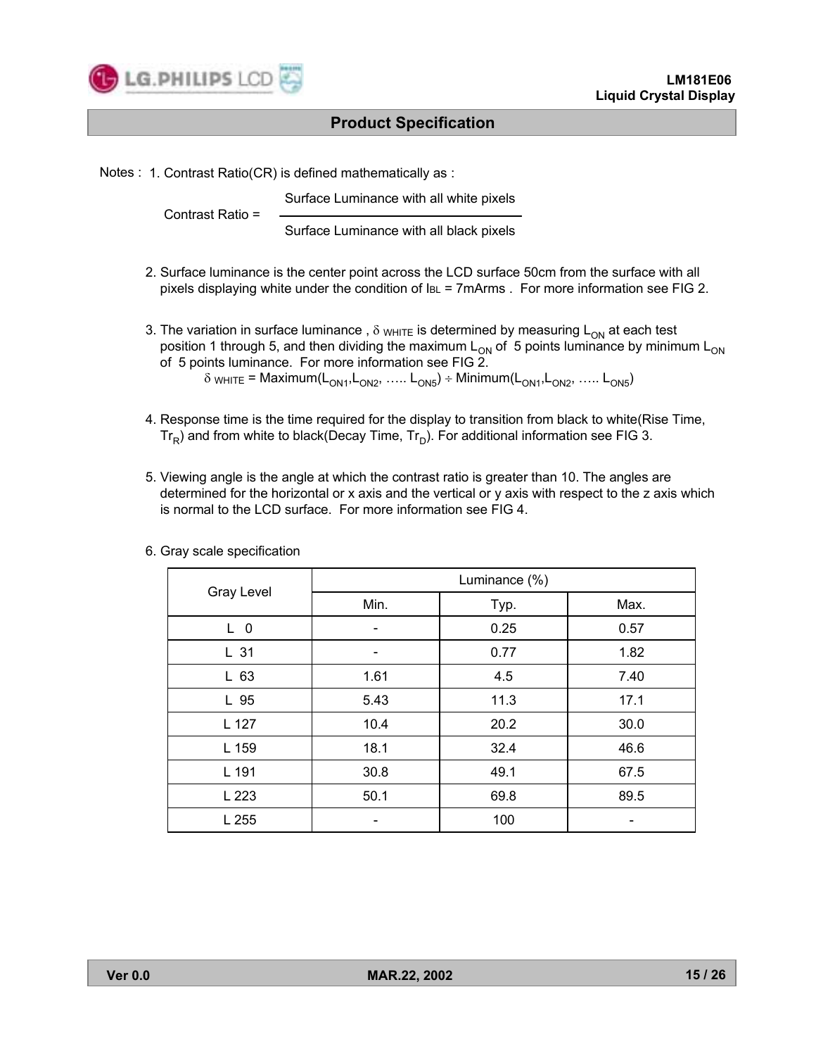Notes : 1. Contrast Ratio(CR) is defined mathematically as :

$$\text{Contrast Ratio} = \frac{\text{Surface Luminance with all white pixels}}{\text{Surface Luminance with all black pixels}}$$

2. Surface luminance is the center point across the LCD surface 50cm from the surface with all pixels displaying white under the condition of $I_{BL}$ = 7mArms . For more information see FIG 2.

3. The variation in surface luminance , $\delta_{WHITE}$ is determined by measuring $L_{ON}$ at each test position 1 through 5, and then dividing the maximum $L_{ON}$ of 5 points luminance by minimum $L_{ON}$ of 5 points luminance. For more information see FIG 2.

   $\delta_{WHITE}$ = Maximum($L_{ON1}$,$L_{ON2}$, ….. $L_{ON5}$) ÷ Minimum($L_{ON1}$,$L_{ON2}$, ….. $L_{ON5}$)

4. Response time is the time required for the display to transition from black to white(Rise Time, $Tr_R$) and from white to black(Decay Time, $Tr_D$). For additional information see FIG 3.

5. Viewing angle is the angle at which the contrast ratio is greater than 10. The angles are determined for the horizontal or x axis and the vertical or y axis with respect to the z axis which is normal to the LCD surface. For more information see FIG 4.

6. Gray scale specification

| Gray Level | Luminance (%) | | |
|---|---|---|---|
| | Min. | Typ. | Max. |
| L 0 | - | 0.25 | 0.57 |
| L 31 | - | 0.77 | 1.82 |
| L 63 | 1.61 | 4.5 | 7.40 |
| L 95 | 5.43 | 11.3 | 17.1 |
| L 127 | 10.4 | 20.2 | 30.0 |
| L 159 | 18.1 | 32.4 | 46.6 |
| L 191 | 30.8 | 49.1 | 67.5 |
| L 223 | 50.1 | 69.8 | 89.5 |
| L 255 | - | 100 | - |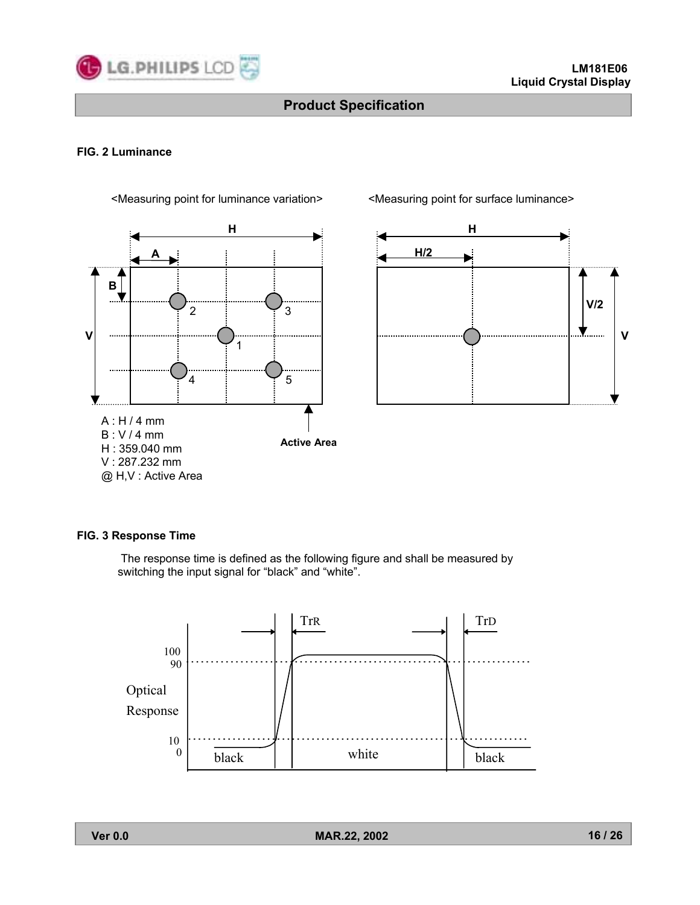### FIG. 2 Luminance

<Measuring point for luminance variation>

<Measuring point for surface luminance>

A : H / 4 mm
B : V / 4 mm
H : 359.040 mm
V : 287.232 mm
@ H,V : Active Area

### FIG. 3 Response Time

The response time is defined as the following figure and shall be measured by switching the input signal for "black" and "white".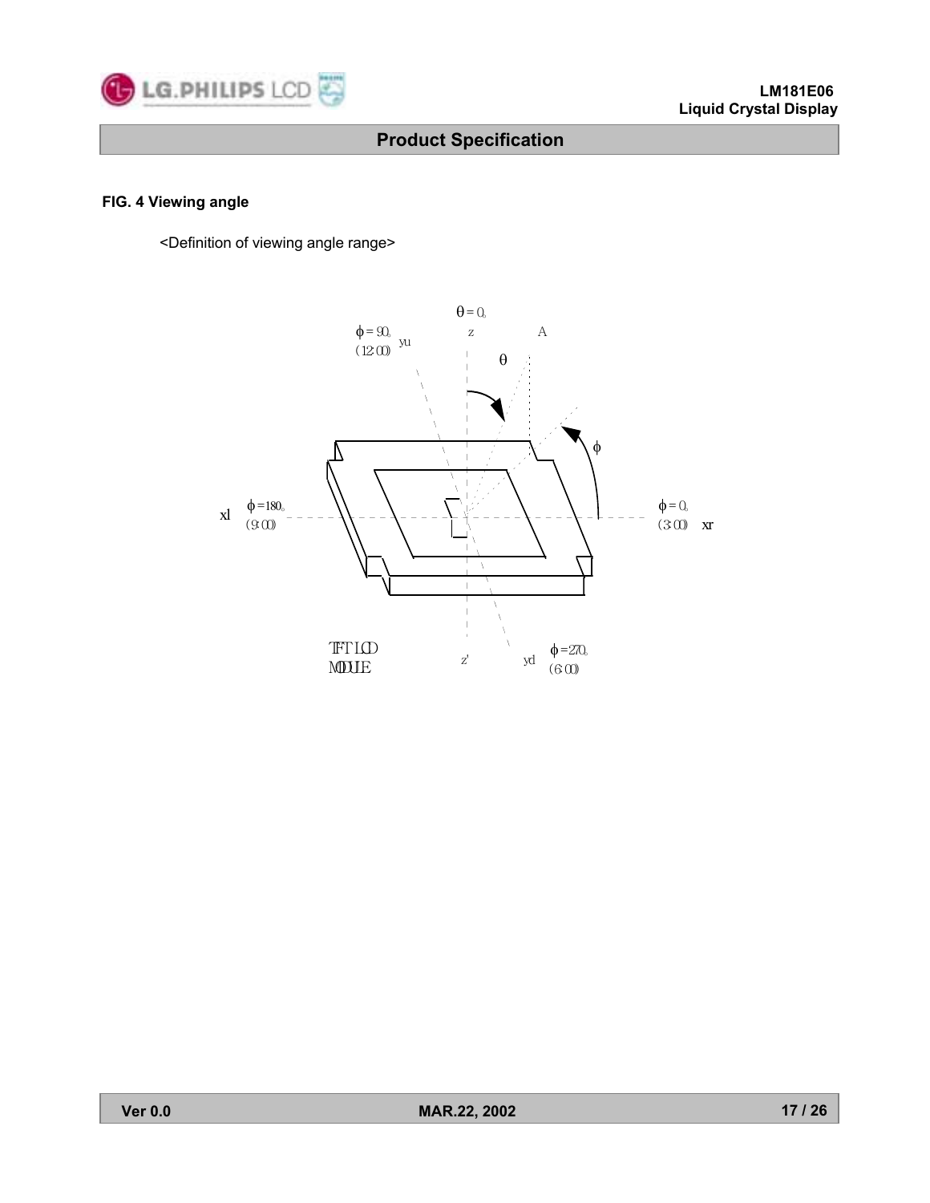#### FIG. 4 Viewing angle

<Definition of viewing angle range>

θ = 0°

φ = 90° (12:00) yu

z

A

θ

φ

xl φ =180° (9:00)

φ = 0° (3:00) xr

TFT LCD MODULE

z'

yd φ =270° (6:00)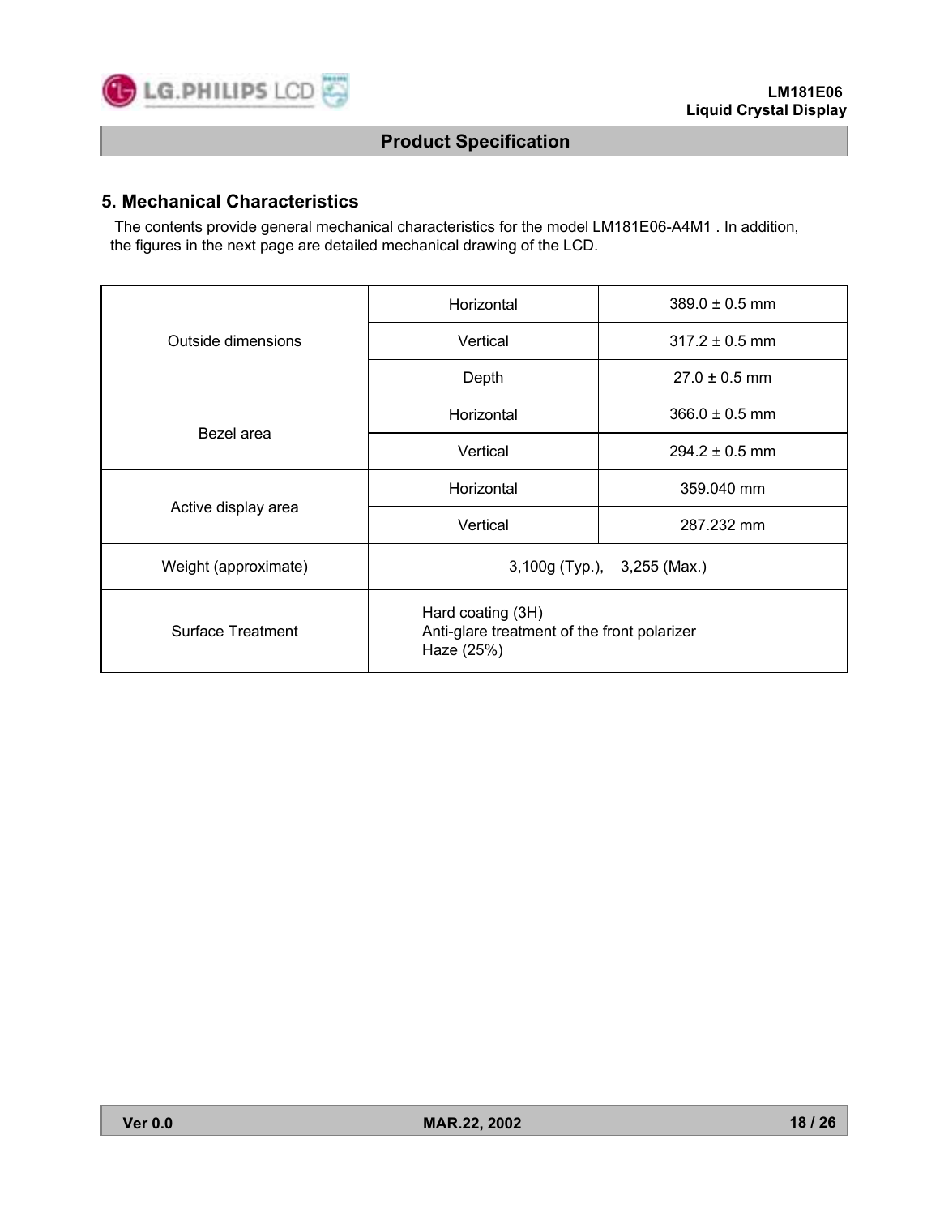## 5. Mechanical Characteristics

The contents provide general mechanical characteristics for the model LM181E06-A4M1 . In addition, the figures in the next page are detailed mechanical drawing of the LCD.

| | | |
|---|---|---|
| Outside dimensions | Horizontal | 389.0 ± 0.5 mm |
| | Vertical | 317.2 ± 0.5 mm |
| | Depth | 27.0 ± 0.5 mm |
| Bezel area | Horizontal | 366.0 ± 0.5 mm |
| | Vertical | 294.2 ± 0.5 mm |
| Active display area | Horizontal | 359.040 mm |
| | Vertical | 287.232 mm |
| Weight (approximate) | 3,100g (Typ.), 3,255 (Max.) | |
| Surface Treatment | Hard coating (3H)<br>Anti-glare treatment of the front polarizer<br>Haze (25%) | |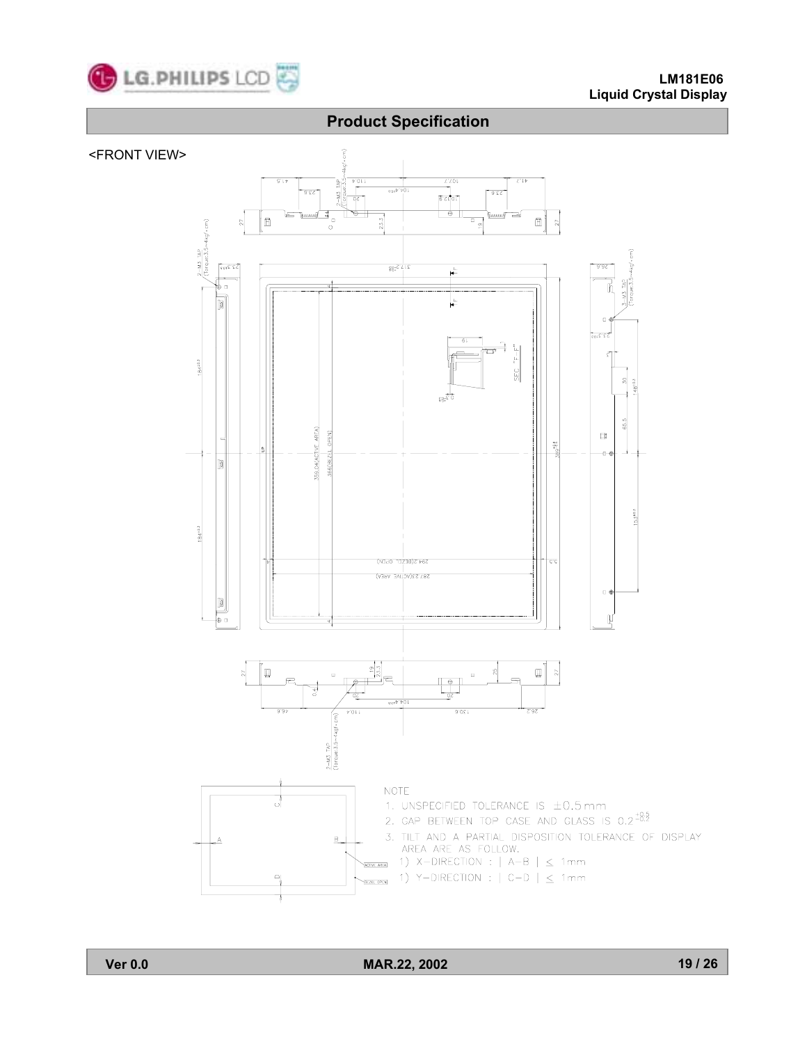## Product Specification

<FRONT VIEW>

NOTE

1. UNSPECIFIED TOLERANCE IS ±0.5mm
2. GAP BETWEEN TOP CASE AND GLASS IS $0.2^{+0.3}_{-0.2}$
3. TILT AND A PARTIAL DISPOSITION TOLERANCE OF DISPLAY AREA ARE AS FOLLOW.
   1) X-DIRECTION : | A-B | ≤ 1mm
   1) Y-DIRECTION : | C-D | ≤ 1mm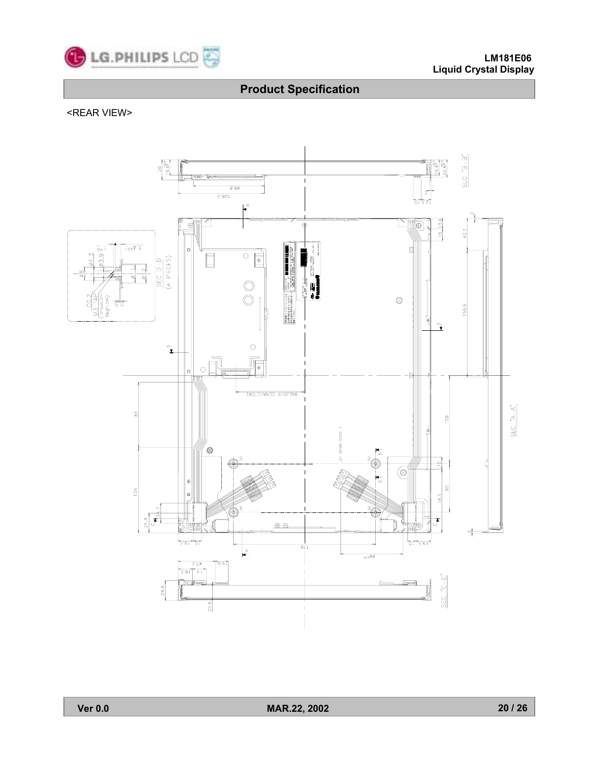## Product Specification

<REAR VIEW>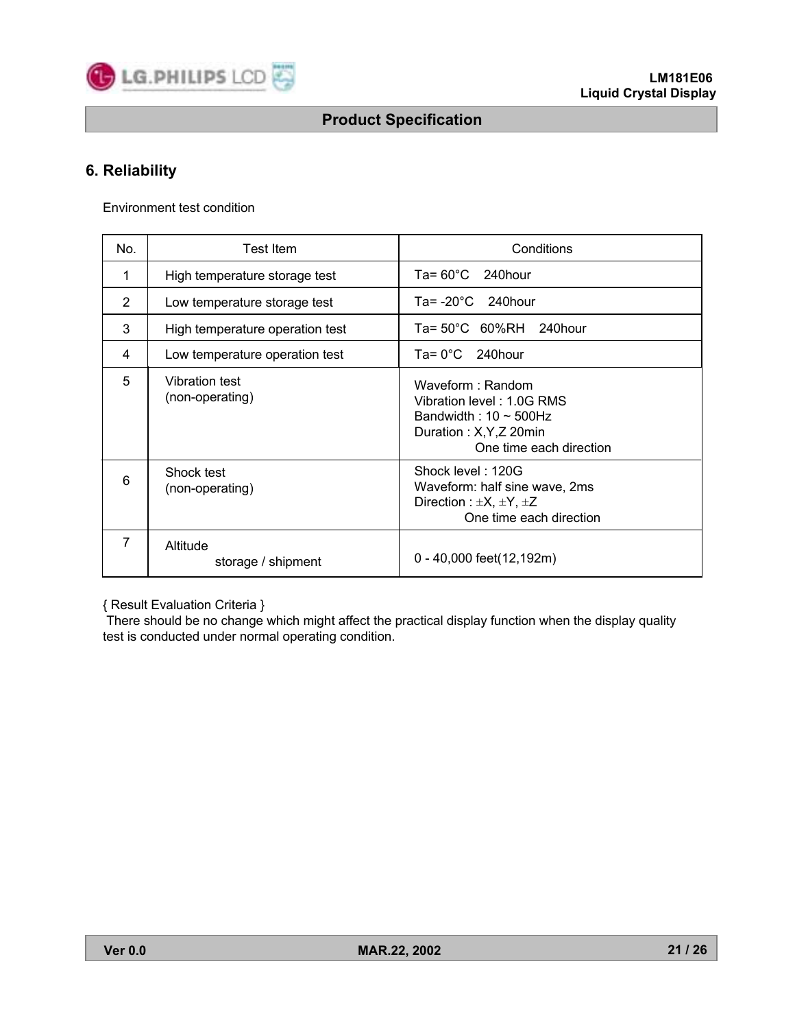## 6. Reliability

Environment test condition

| No. | Test Item | Conditions |
|---|---|---|
| 1 | High temperature storage test | Ta= 60°C 240hour |
| 2 | Low temperature storage test | Ta= -20°C 240hour |
| 3 | High temperature operation test | Ta= 50°C 60%RH 240hour |
| 4 | Low temperature operation test | Ta= 0°C 240hour |
| 5 | Vibration test (non-operating) | Waveform : Random<br>Vibration level : 1.0G RMS<br>Bandwidth : 10 ~ 500Hz<br>Duration : X,Y,Z 20min<br>One time each direction |
| 6 | Shock test (non-operating) | Shock level : 120G<br>Waveform: half sine wave, 2ms<br>Direction : ±X, ±Y, ±Z<br>One time each direction |
| 7 | Altitude<br>storage / shipment | 0 - 40,000 feet(12,192m) |

{ Result Evaluation Criteria }
There should be no change which might affect the practical display function when the display quality test is conducted under normal operating condition.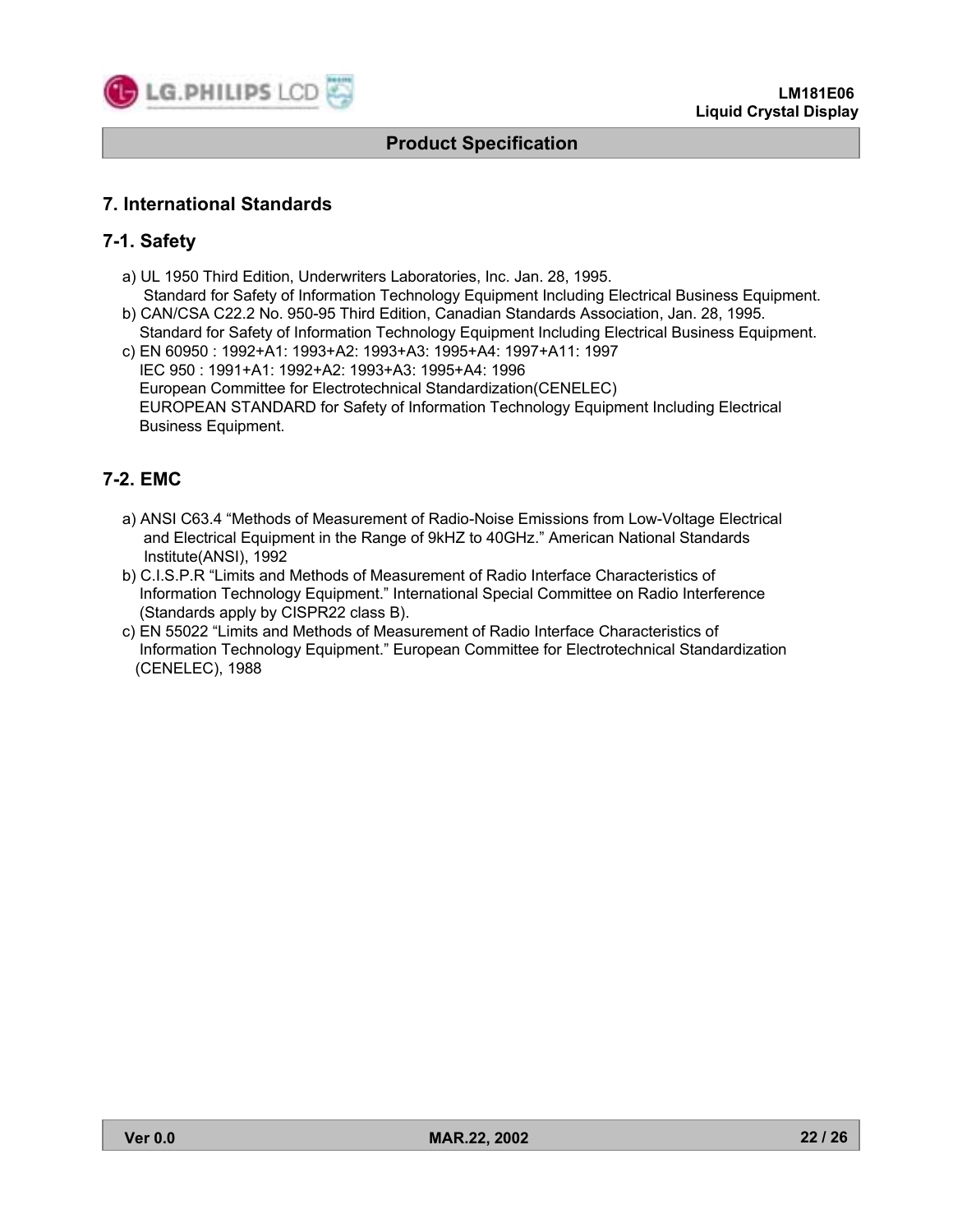## 7. International Standards

### 7-1. Safety

a) UL 1950 Third Edition, Underwriters Laboratories, Inc. Jan. 28, 1995.
   Standard for Safety of Information Technology Equipment Including Electrical Business Equipment.

b) CAN/CSA C22.2 No. 950-95 Third Edition, Canadian Standards Association, Jan. 28, 1995.
   Standard for Safety of Information Technology Equipment Including Electrical Business Equipment.

c) EN 60950 : 1992+A1: 1993+A2: 1993+A3: 1995+A4: 1997+A11: 1997
   IEC 950 : 1991+A1: 1992+A2: 1993+A3: 1995+A4: 1996
   European Committee for Electrotechnical Standardization(CENELEC)
   EUROPEAN STANDARD for Safety of Information Technology Equipment Including Electrical Business Equipment.

### 7-2. EMC

a) ANSI C63.4 "Methods of Measurement of Radio-Noise Emissions from Low-Voltage Electrical and Electrical Equipment in the Range of 9kHZ to 40GHz." American National Standards Institute(ANSI), 1992

b) C.I.S.P.R "Limits and Methods of Measurement of Radio Interface Characteristics of Information Technology Equipment." International Special Committee on Radio Interference (Standards apply by CISPR22 class B).

c) EN 55022 "Limits and Methods of Measurement of Radio Interface Characteristics of Information Technology Equipment." European Committee for Electrotechnical Standardization (CENELEC), 1988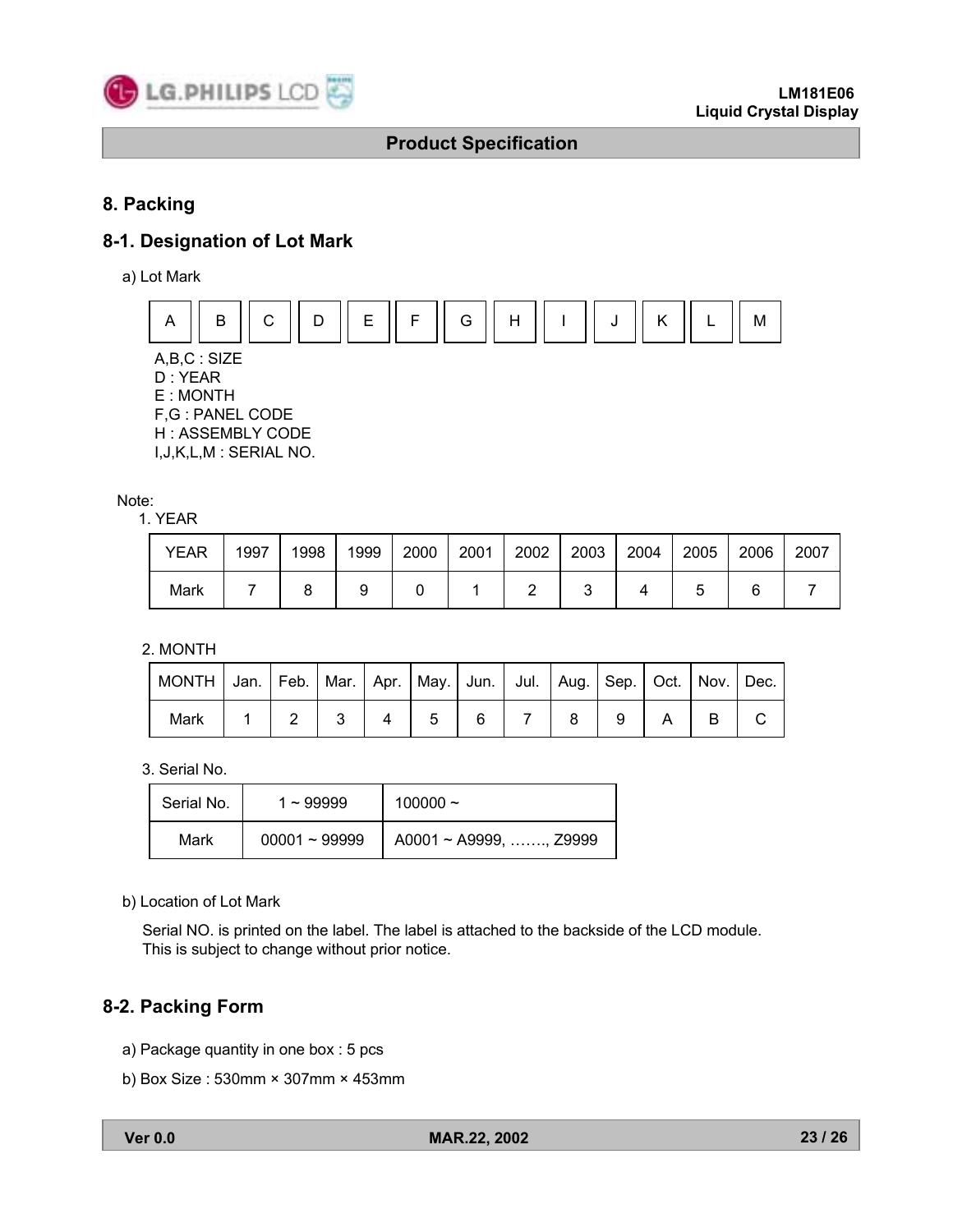## 8. Packing

### 8-1. Designation of Lot Mark

a) Lot Mark

| A | B | C | D | E | F | G | H | I | J | K | L | M |
|---|---|---|---|---|---|---|---|---|---|---|---|---|

A,B,C : SIZE
D : YEAR
E : MONTH
F,G : PANEL CODE
H : ASSEMBLY CODE
I,J,K,L,M : SERIAL NO.

Note:

1. YEAR

| YEAR | 1997 | 1998 | 1999 | 2000 | 2001 | 2002 | 2003 | 2004 | 2005 | 2006 | 2007 |
|---|---|---|---|---|---|---|---|---|---|---|---|
| Mark | 7 | 8 | 9 | 0 | 1 | 2 | 3 | 4 | 5 | 6 | 7 |

2. MONTH

| MONTH | Jan. | Feb. | Mar. | Apr. | May. | Jun. | Jul. | Aug. | Sep. | Oct. | Nov. | Dec. |
|---|---|---|---|---|---|---|---|---|---|---|---|---|
| Mark | 1 | 2 | 3 | 4 | 5 | 6 | 7 | 8 | 9 | A | B | C |

3. Serial No.

| Serial No. | 1 ~ 99999 | 100000 ~ |
|---|---|---|
| Mark | 00001 ~ 99999 | A0001 ~ A9999, ……., Z9999 |

b) Location of Lot Mark

Serial NO. is printed on the label. The label is attached to the backside of the LCD module.
This is subject to change without prior notice.

### 8-2. Packing Form

a) Package quantity in one box : 5 pcs

b) Box Size : 530mm × 307mm × 453mm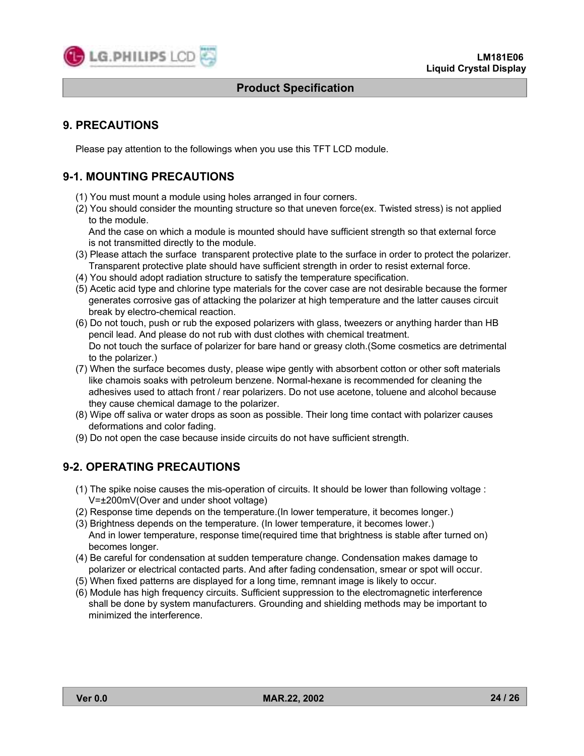## 9. PRECAUTIONS

Please pay attention to the followings when you use this TFT LCD module.

## 9-1. MOUNTING PRECAUTIONS

(1) You must mount a module using holes arranged in four corners.
(2) You should consider the mounting structure so that uneven force(ex. Twisted stress) is not applied to the module.
And the case on which a module is mounted should have sufficient strength so that external force is not transmitted directly to the module.
(3) Please attach the surface transparent protective plate to the surface in order to protect the polarizer. Transparent protective plate should have sufficient strength in order to resist external force.
(4) You should adopt radiation structure to satisfy the temperature specification.
(5) Acetic acid type and chlorine type materials for the cover case are not desirable because the former generates corrosive gas of attacking the polarizer at high temperature and the latter causes circuit break by electro-chemical reaction.
(6) Do not touch, push or rub the exposed polarizers with glass, tweezers or anything harder than HB pencil lead. And please do not rub with dust clothes with chemical treatment.
Do not touch the surface of polarizer for bare hand or greasy cloth.(Some cosmetics are detrimental to the polarizer.)
(7) When the surface becomes dusty, please wipe gently with absorbent cotton or other soft materials like chamois soaks with petroleum benzene. Normal-hexane is recommended for cleaning the adhesives used to attach front / rear polarizers. Do not use acetone, toluene and alcohol because they cause chemical damage to the polarizer.
(8) Wipe off saliva or water drops as soon as possible. Their long time contact with polarizer causes deformations and color fading.
(9) Do not open the case because inside circuits do not have sufficient strength.

## 9-2. OPERATING PRECAUTIONS

(1) The spike noise causes the mis-operation of circuits. It should be lower than following voltage : V=±200mV(Over and under shoot voltage)
(2) Response time depends on the temperature.(In lower temperature, it becomes longer.)
(3) Brightness depends on the temperature. (In lower temperature, it becomes lower.)
And in lower temperature, response time(required time that brightness is stable after turned on) becomes longer.
(4) Be careful for condensation at sudden temperature change. Condensation makes damage to polarizer or electrical contacted parts. And after fading condensation, smear or spot will occur.
(5) When fixed patterns are displayed for a long time, remnant image is likely to occur.
(6) Module has high frequency circuits. Sufficient suppression to the electromagnetic interference shall be done by system manufacturers. Grounding and shielding methods may be important to minimized the interference.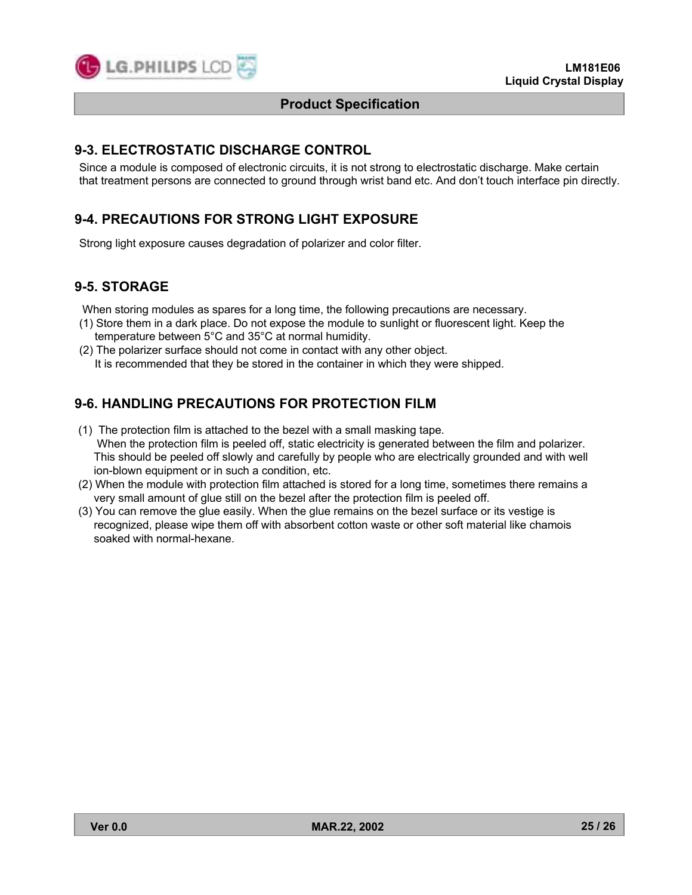## 9-3. ELECTROSTATIC DISCHARGE CONTROL

Since a module is composed of electronic circuits, it is not strong to electrostatic discharge. Make certain that treatment persons are connected to ground through wrist band etc. And don't touch interface pin directly.

## 9-4. PRECAUTIONS FOR STRONG LIGHT EXPOSURE

Strong light exposure causes degradation of polarizer and color filter.

## 9-5. STORAGE

When storing modules as spares for a long time, the following precautions are necessary.

(1) Store them in a dark place. Do not expose the module to sunlight or fluorescent light. Keep the temperature between 5°C and 35°C at normal humidity.

(2) The polarizer surface should not come in contact with any other object.
It is recommended that they be stored in the container in which they were shipped.

## 9-6. HANDLING PRECAUTIONS FOR PROTECTION FILM

(1) The protection film is attached to the bezel with a small masking tape.
When the protection film is peeled off, static electricity is generated between the film and polarizer. This should be peeled off slowly and carefully by people who are electrically grounded and with well ion-blown equipment or in such a condition, etc.

(2) When the module with protection film attached is stored for a long time, sometimes there remains a very small amount of glue still on the bezel after the protection film is peeled off.

(3) You can remove the glue easily. When the glue remains on the bezel surface or its vestige is recognized, please wipe them off with absorbent cotton waste or other soft material like chamois soaked with normal-hexane.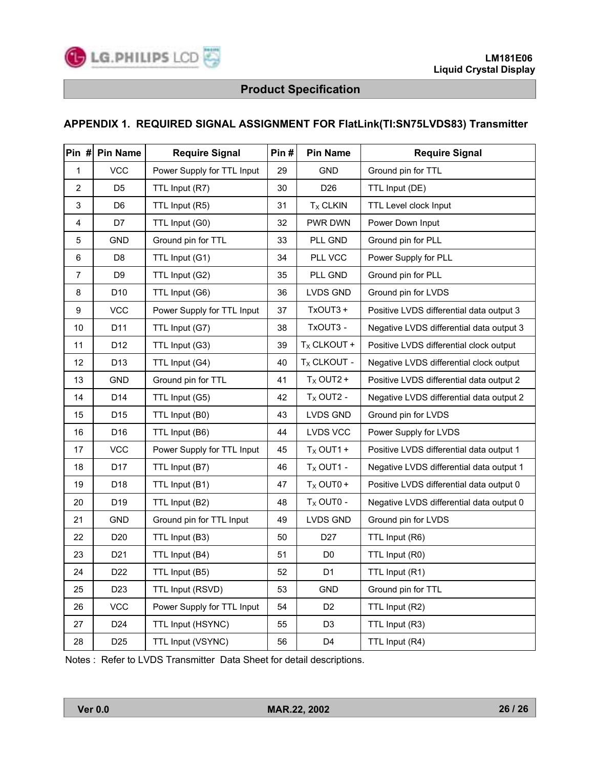## APPENDIX 1. REQUIRED SIGNAL ASSIGNMENT FOR FlatLink(TI:SN75LVDS83) Transmitter

| Pin # | Pin Name | Require Signal | Pin # | Pin Name | Require Signal |
|---|---|---|---|---|---|
| 1 | VCC | Power Supply for TTL Input | 29 | GND | Ground pin for TTL |
| 2 | D5 | TTL Input (R7) | 30 | D26 | TTL Input (DE) |
| 3 | D6 | TTL Input (R5) | 31 | $T_X$ CLKIN | TTL Level clock Input |
| 4 | D7 | TTL Input (G0) | 32 | PWR DWN | Power Down Input |
| 5 | GND | Ground pin for TTL | 33 | PLL GND | Ground pin for PLL |
| 6 | D8 | TTL Input (G1) | 34 | PLL VCC | Power Supply for PLL |
| 7 | D9 | TTL Input (G2) | 35 | PLL GND | Ground pin for PLL |
| 8 | D10 | TTL Input (G6) | 36 | LVDS GND | Ground pin for LVDS |
| 9 | VCC | Power Supply for TTL Input | 37 | TxOUT3 + | Positive LVDS differential data output 3 |
| 10 | D11 | TTL Input (G7) | 38 | TxOUT3 - | Negative LVDS differential data output 3 |
| 11 | D12 | TTL Input (G3) | 39 | $T_X$ CLKOUT + | Positive LVDS differential clock output |
| 12 | D13 | TTL Input (G4) | 40 | $T_X$ CLKOUT - | Negative LVDS differential clock output |
| 13 | GND | Ground pin for TTL | 41 | $T_X$ OUT2 + | Positive LVDS differential data output 2 |
| 14 | D14 | TTL Input (G5) | 42 | $T_X$ OUT2 - | Negative LVDS differential data output 2 |
| 15 | D15 | TTL Input (B0) | 43 | LVDS GND | Ground pin for LVDS |
| 16 | D16 | TTL Input (B6) | 44 | LVDS VCC | Power Supply for LVDS |
| 17 | VCC | Power Supply for TTL Input | 45 | $T_X$ OUT1 + | Positive LVDS differential data output 1 |
| 18 | D17 | TTL Input (B7) | 46 | $T_X$ OUT1 - | Negative LVDS differential data output 1 |
| 19 | D18 | TTL Input (B1) | 47 | $T_X$ OUT0 + | Positive LVDS differential data output 0 |
| 20 | D19 | TTL Input (B2) | 48 | $T_X$ OUT0 - | Negative LVDS differential data output 0 |
| 21 | GND | Ground pin for TTL Input | 49 | LVDS GND | Ground pin for LVDS |
| 22 | D20 | TTL Input (B3) | 50 | D27 | TTL Input (R6) |
| 23 | D21 | TTL Input (B4) | 51 | D0 | TTL Input (R0) |
| 24 | D22 | TTL Input (B5) | 52 | D1 | TTL Input (R1) |
| 25 | D23 | TTL Input (RSVD) | 53 | GND | Ground pin for TTL |
| 26 | VCC | Power Supply for TTL Input | 54 | D2 | TTL Input (R2) |
| 27 | D24 | TTL Input (HSYNC) | 55 | D3 | TTL Input (R3) |
| 28 | D25 | TTL Input (VSYNC) | 56 | D4 | TTL Input (R4) |

Notes : Refer to LVDS Transmitter Data Sheet for detail descriptions.